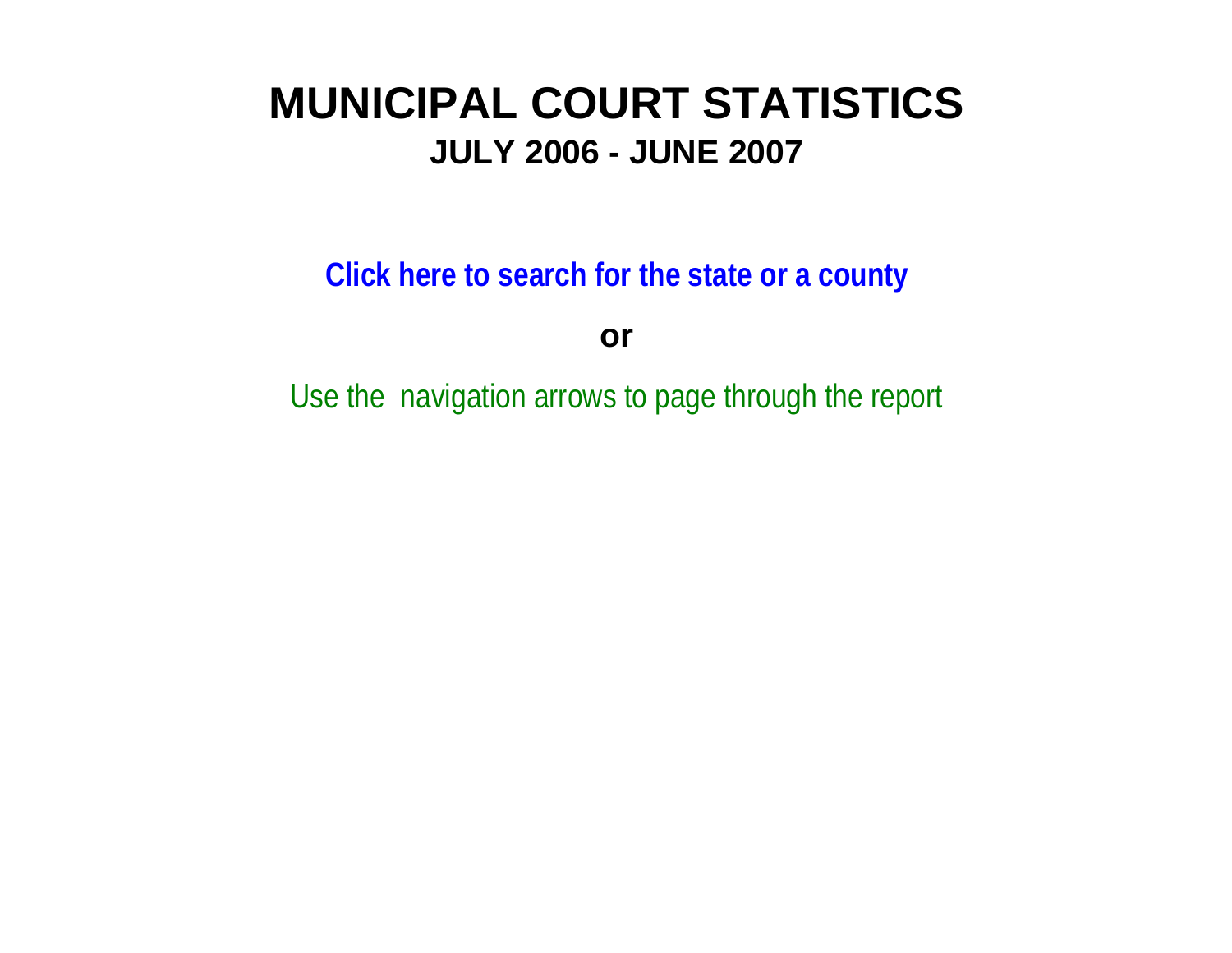# MUNICIPAL COURT STATISTICS

## JULY 2006 - JUNE 2007

**Click here to search for the state or a county**

**or**

Use the navigation arrows to page through the report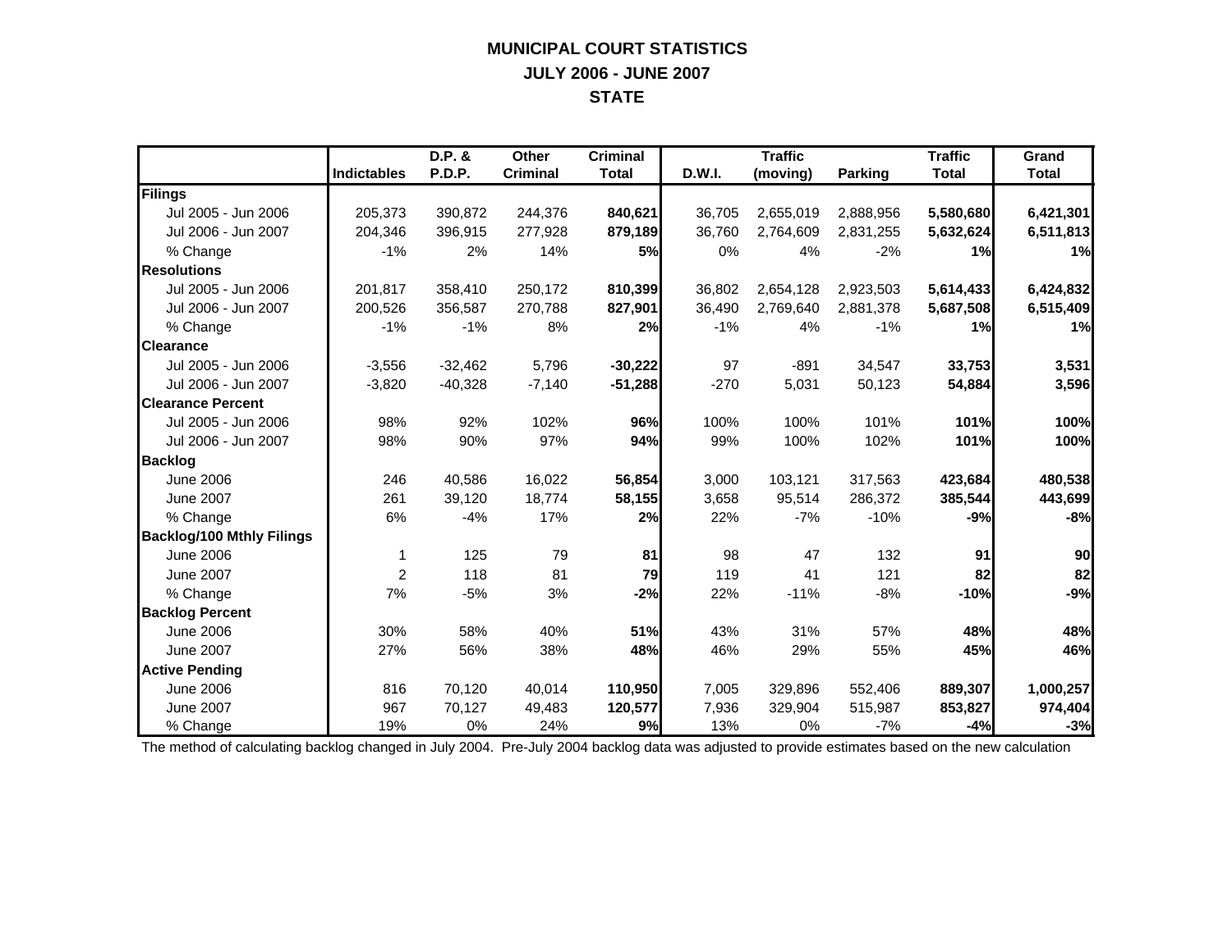# MUNICIPAL COURT STATISTICS

## JULY 2006 - JUNE 2007

## STATE

| | Indictables | D.P. & P.D.P. | Other Criminal | Criminal Total | D.W.I. | Traffic (moving) | Parking | Traffic Total | Grand Total |
|---|---|---|---|---|---|---|---|---|---|
| **Filings** | | | | | | | | | |
| Jul 2005 - Jun 2006 | 205,373 | 390,872 | 244,376 | **840,621** | 36,705 | 2,655,019 | 2,888,956 | **5,580,680** | **6,421,301** |
| Jul 2006 - Jun 2007 | 204,346 | 396,915 | 277,928 | **879,189** | 36,760 | 2,764,609 | 2,831,255 | **5,632,624** | **6,511,813** |
| % Change | -1% | 2% | 14% | **5%** | 0% | 4% | -2% | **1%** | **1%** |
| **Resolutions** | | | | | | | | | |
| Jul 2005 - Jun 2006 | 201,817 | 358,410 | 250,172 | **810,399** | 36,802 | 2,654,128 | 2,923,503 | **5,614,433** | **6,424,832** |
| Jul 2006 - Jun 2007 | 200,526 | 356,587 | 270,788 | **827,901** | 36,490 | 2,769,640 | 2,881,378 | **5,687,508** | **6,515,409** |
| % Change | -1% | -1% | 8% | **2%** | -1% | 4% | -1% | **1%** | **1%** |
| **Clearance** | | | | | | | | | |
| Jul 2005 - Jun 2006 | -3,556 | -32,462 | 5,796 | **-30,222** | 97 | -891 | 34,547 | **33,753** | **3,531** |
| Jul 2006 - Jun 2007 | -3,820 | -40,328 | -7,140 | **-51,288** | -270 | 5,031 | 50,123 | **54,884** | **3,596** |
| **Clearance Percent** | | | | | | | | | |
| Jul 2005 - Jun 2006 | 98% | 92% | 102% | **96%** | 100% | 100% | 101% | **101%** | **100%** |
| Jul 2006 - Jun 2007 | 98% | 90% | 97% | **94%** | 99% | 100% | 102% | **101%** | **100%** |
| **Backlog** | | | | | | | | | |
| June 2006 | 246 | 40,586 | 16,022 | **56,854** | 3,000 | 103,121 | 317,563 | **423,684** | **480,538** |
| June 2007 | 261 | 39,120 | 18,774 | **58,155** | 3,658 | 95,514 | 286,372 | **385,544** | **443,699** |
| % Change | 6% | -4% | 17% | **2%** | 22% | -7% | -10% | **-9%** | **-8%** |
| **Backlog/100 Mthly Filings** | | | | | | | | | |
| June 2006 | 1 | 125 | 79 | **81** | 98 | 47 | 132 | **91** | **90** |
| June 2007 | 2 | 118 | 81 | **79** | 119 | 41 | 121 | **82** | **82** |
| % Change | 7% | -5% | 3% | **-2%** | 22% | -11% | -8% | **-10%** | **-9%** |
| **Backlog Percent** | | | | | | | | | |
| June 2006 | 30% | 58% | 40% | **51%** | 43% | 31% | 57% | **48%** | **48%** |
| June 2007 | 27% | 56% | 38% | **48%** | 46% | 29% | 55% | **45%** | **46%** |
| **Active Pending** | | | | | | | | | |
| June 2006 | 816 | 70,120 | 40,014 | **110,950** | 7,005 | 329,896 | 552,406 | **889,307** | **1,000,257** |
| June 2007 | 967 | 70,127 | 49,483 | **120,577** | 7,936 | 329,904 | 515,987 | **853,827** | **974,404** |
| % Change | 19% | 0% | 24% | **9%** | 13% | 0% | -7% | **-4%** | **-3%** |

The method of calculating backlog changed in July 2004. Pre-July 2004 backlog data was adjusted to provide estimates based on the new calculation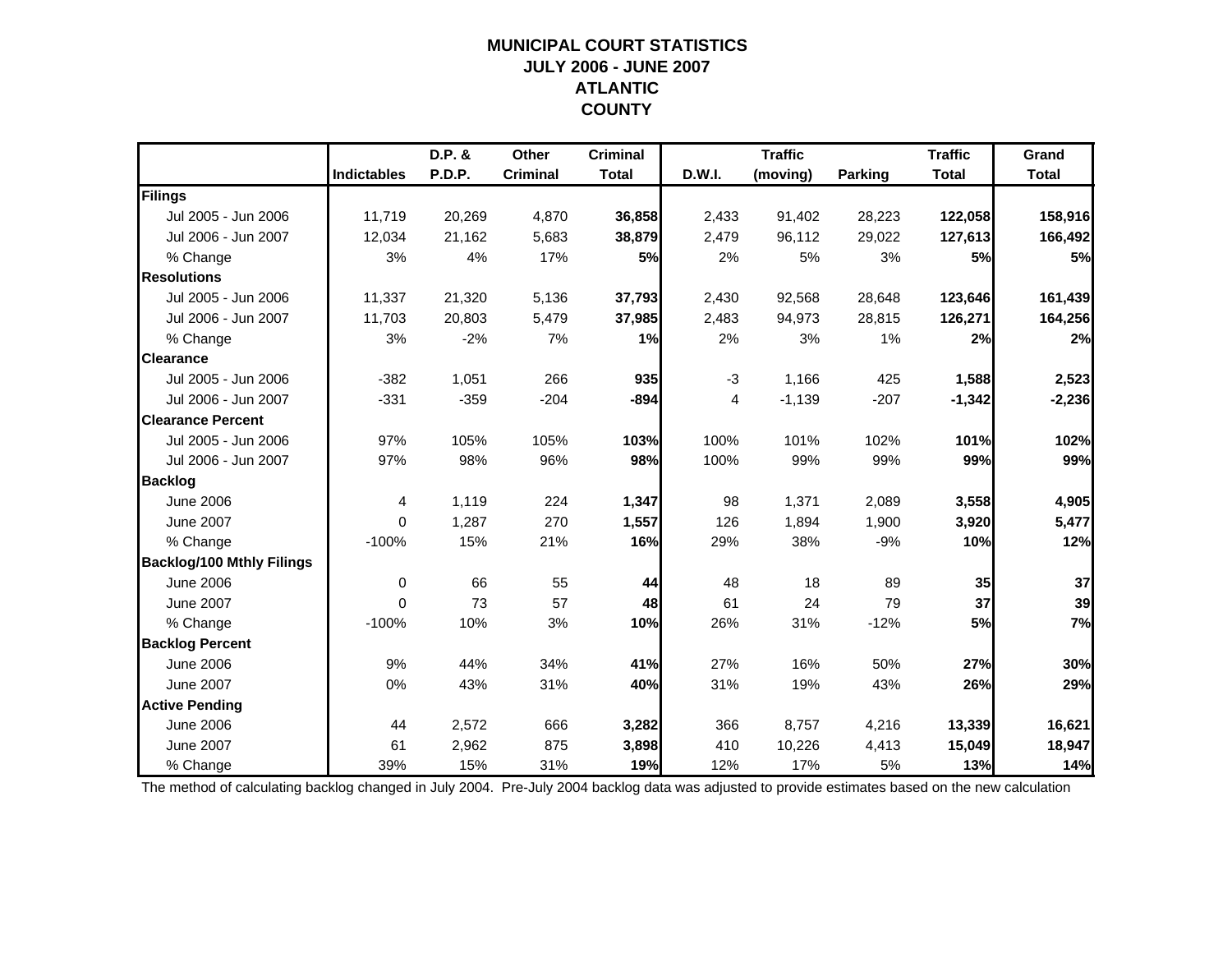# MUNICIPAL COURT STATISTICS
## JULY 2006 - JUNE 2007
## ATLANTIC COUNTY

| | Indictables | D.P. & P.D.P. | Other Criminal | Criminal Total | D.W.I. | Traffic (moving) | Parking | Traffic Total | Grand Total |
|---|---|---|---|---|---|---|---|---|---|
| **Filings** | | | | | | | | | |
| Jul 2005 - Jun 2006 | 11,719 | 20,269 | 4,870 | **36,858** | 2,433 | 91,402 | 28,223 | **122,058** | **158,916** |
| Jul 2006 - Jun 2007 | 12,034 | 21,162 | 5,683 | **38,879** | 2,479 | 96,112 | 29,022 | **127,613** | **166,492** |
| % Change | 3% | 4% | 17% | **5%** | 2% | 5% | 3% | **5%** | **5%** |
| **Resolutions** | | | | | | | | | |
| Jul 2005 - Jun 2006 | 11,337 | 21,320 | 5,136 | **37,793** | 2,430 | 92,568 | 28,648 | **123,646** | **161,439** |
| Jul 2006 - Jun 2007 | 11,703 | 20,803 | 5,479 | **37,985** | 2,483 | 94,973 | 28,815 | **126,271** | **164,256** |
| % Change | 3% | -2% | 7% | **1%** | 2% | 3% | 1% | **2%** | **2%** |
| **Clearance** | | | | | | | | | |
| Jul 2005 - Jun 2006 | -382 | 1,051 | 266 | **935** | -3 | 1,166 | 425 | **1,588** | **2,523** |
| Jul 2006 - Jun 2007 | -331 | -359 | -204 | **-894** | 4 | -1,139 | -207 | **-1,342** | **-2,236** |
| **Clearance Percent** | | | | | | | | | |
| Jul 2005 - Jun 2006 | 97% | 105% | 105% | **103%** | 100% | 101% | 102% | **101%** | **102%** |
| Jul 2006 - Jun 2007 | 97% | 98% | 96% | **98%** | 100% | 99% | 99% | **99%** | **99%** |
| **Backlog** | | | | | | | | | |
| June 2006 | 4 | 1,119 | 224 | **1,347** | 98 | 1,371 | 2,089 | **3,558** | **4,905** |
| June 2007 | 0 | 1,287 | 270 | **1,557** | 126 | 1,894 | 1,900 | **3,920** | **5,477** |
| % Change | -100% | 15% | 21% | **16%** | 29% | 38% | -9% | **10%** | **12%** |
| **Backlog/100 Mthly Filings** | | | | | | | | | |
| June 2006 | 0 | 66 | 55 | **44** | 48 | 18 | 89 | **35** | **37** |
| June 2007 | 0 | 73 | 57 | **48** | 61 | 24 | 79 | **37** | **39** |
| % Change | -100% | 10% | 3% | **10%** | 26% | 31% | -12% | **5%** | **7%** |
| **Backlog Percent** | | | | | | | | | |
| June 2006 | 9% | 44% | 34% | **41%** | 27% | 16% | 50% | **27%** | **30%** |
| June 2007 | 0% | 43% | 31% | **40%** | 31% | 19% | 43% | **26%** | **29%** |
| **Active Pending** | | | | | | | | | |
| June 2006 | 44 | 2,572 | 666 | **3,282** | 366 | 8,757 | 4,216 | **13,339** | **16,621** |
| June 2007 | 61 | 2,962 | 875 | **3,898** | 410 | 10,226 | 4,413 | **15,049** | **18,947** |
| % Change | 39% | 15% | 31% | **19%** | 12% | 17% | 5% | **13%** | **14%** |

The method of calculating backlog changed in July 2004. Pre-July 2004 backlog data was adjusted to provide estimates based on the new calculation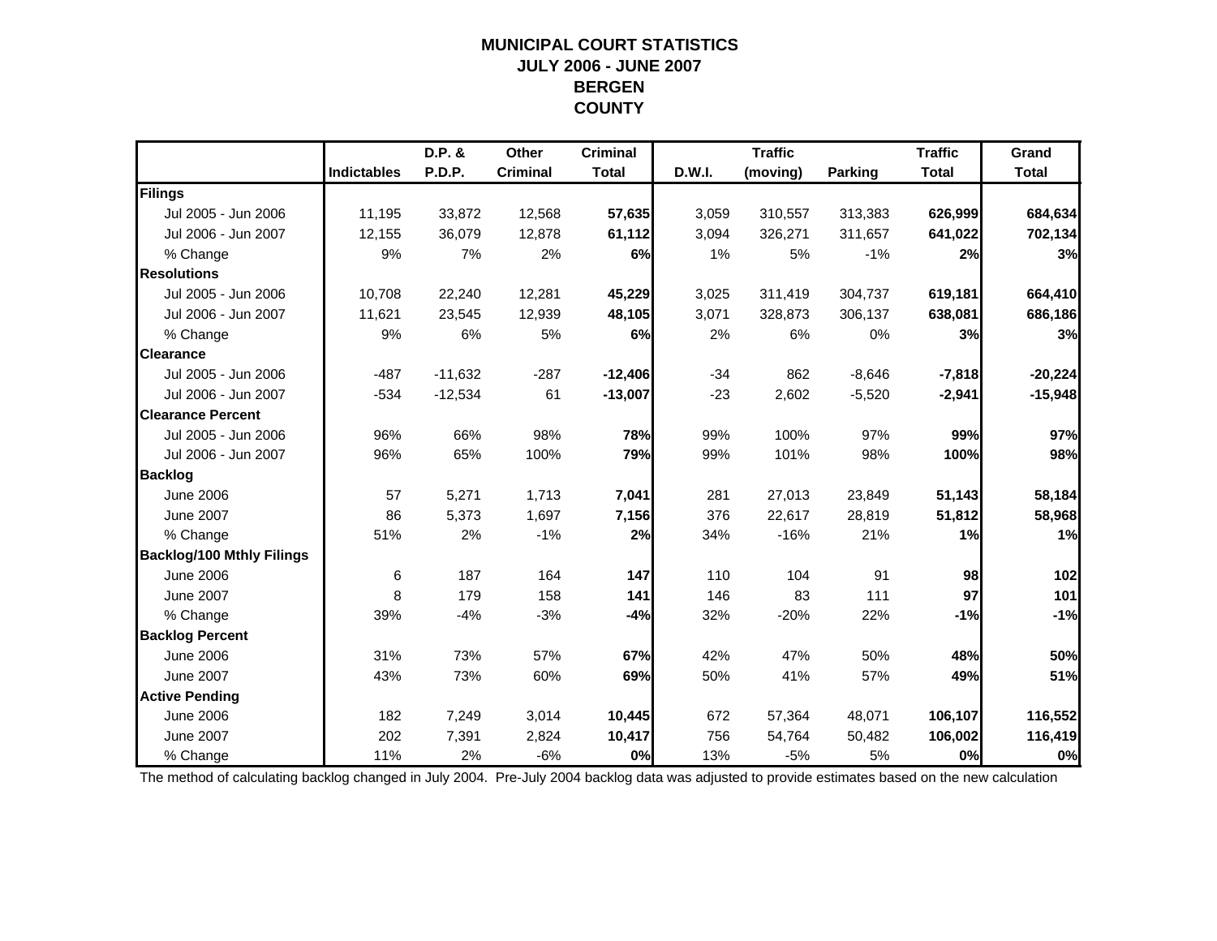# MUNICIPAL COURT STATISTICS
## JULY 2006 - JUNE 2007
## BERGEN COUNTY

| | Indictables | D.P. & P.D.P. | Other Criminal | Criminal Total | D.W.I. | Traffic (moving) | Parking | Traffic Total | Grand Total |
|---|---|---|---|---|---|---|---|---|---|
| **Filings** | | | | | | | | | |
| Jul 2005 - Jun 2006 | 11,195 | 33,872 | 12,568 | **57,635** | 3,059 | 310,557 | 313,383 | **626,999** | **684,634** |
| Jul 2006 - Jun 2007 | 12,155 | 36,079 | 12,878 | **61,112** | 3,094 | 326,271 | 311,657 | **641,022** | **702,134** |
| % Change | 9% | 7% | 2% | **6%** | 1% | 5% | -1% | **2%** | **3%** |
| **Resolutions** | | | | | | | | | |
| Jul 2005 - Jun 2006 | 10,708 | 22,240 | 12,281 | **45,229** | 3,025 | 311,419 | 304,737 | **619,181** | **664,410** |
| Jul 2006 - Jun 2007 | 11,621 | 23,545 | 12,939 | **48,105** | 3,071 | 328,873 | 306,137 | **638,081** | **686,186** |
| % Change | 9% | 6% | 5% | **6%** | 2% | 6% | 0% | **3%** | **3%** |
| **Clearance** | | | | | | | | | |
| Jul 2005 - Jun 2006 | -487 | -11,632 | -287 | **-12,406** | -34 | 862 | -8,646 | **-7,818** | **-20,224** |
| Jul 2006 - Jun 2007 | -534 | -12,534 | 61 | **-13,007** | -23 | 2,602 | -5,520 | **-2,941** | **-15,948** |
| **Clearance Percent** | | | | | | | | | |
| Jul 2005 - Jun 2006 | 96% | 66% | 98% | **78%** | 99% | 100% | 97% | **99%** | **97%** |
| Jul 2006 - Jun 2007 | 96% | 65% | 100% | **79%** | 99% | 101% | 98% | **100%** | **98%** |
| **Backlog** | | | | | | | | | |
| June 2006 | 57 | 5,271 | 1,713 | **7,041** | 281 | 27,013 | 23,849 | **51,143** | **58,184** |
| June 2007 | 86 | 5,373 | 1,697 | **7,156** | 376 | 22,617 | 28,819 | **51,812** | **58,968** |
| % Change | 51% | 2% | -1% | **2%** | 34% | -16% | 21% | **1%** | **1%** |
| **Backlog/100 Mthly Filings** | | | | | | | | | |
| June 2006 | 6 | 187 | 164 | **147** | 110 | 104 | 91 | **98** | **102** |
| June 2007 | 8 | 179 | 158 | **141** | 146 | 83 | 111 | **97** | **101** |
| % Change | 39% | -4% | -3% | **-4%** | 32% | -20% | 22% | **-1%** | **-1%** |
| **Backlog Percent** | | | | | | | | | |
| June 2006 | 31% | 73% | 57% | **67%** | 42% | 47% | 50% | **48%** | **50%** |
| June 2007 | 43% | 73% | 60% | **69%** | 50% | 41% | 57% | **49%** | **51%** |
| **Active Pending** | | | | | | | | | |
| June 2006 | 182 | 7,249 | 3,014 | **10,445** | 672 | 57,364 | 48,071 | **106,107** | **116,552** |
| June 2007 | 202 | 7,391 | 2,824 | **10,417** | 756 | 54,764 | 50,482 | **106,002** | **116,419** |
| % Change | 11% | 2% | -6% | **0%** | 13% | -5% | 5% | **0%** | **0%** |

The method of calculating backlog changed in July 2004. Pre-July 2004 backlog data was adjusted to provide estimates based on the new calculation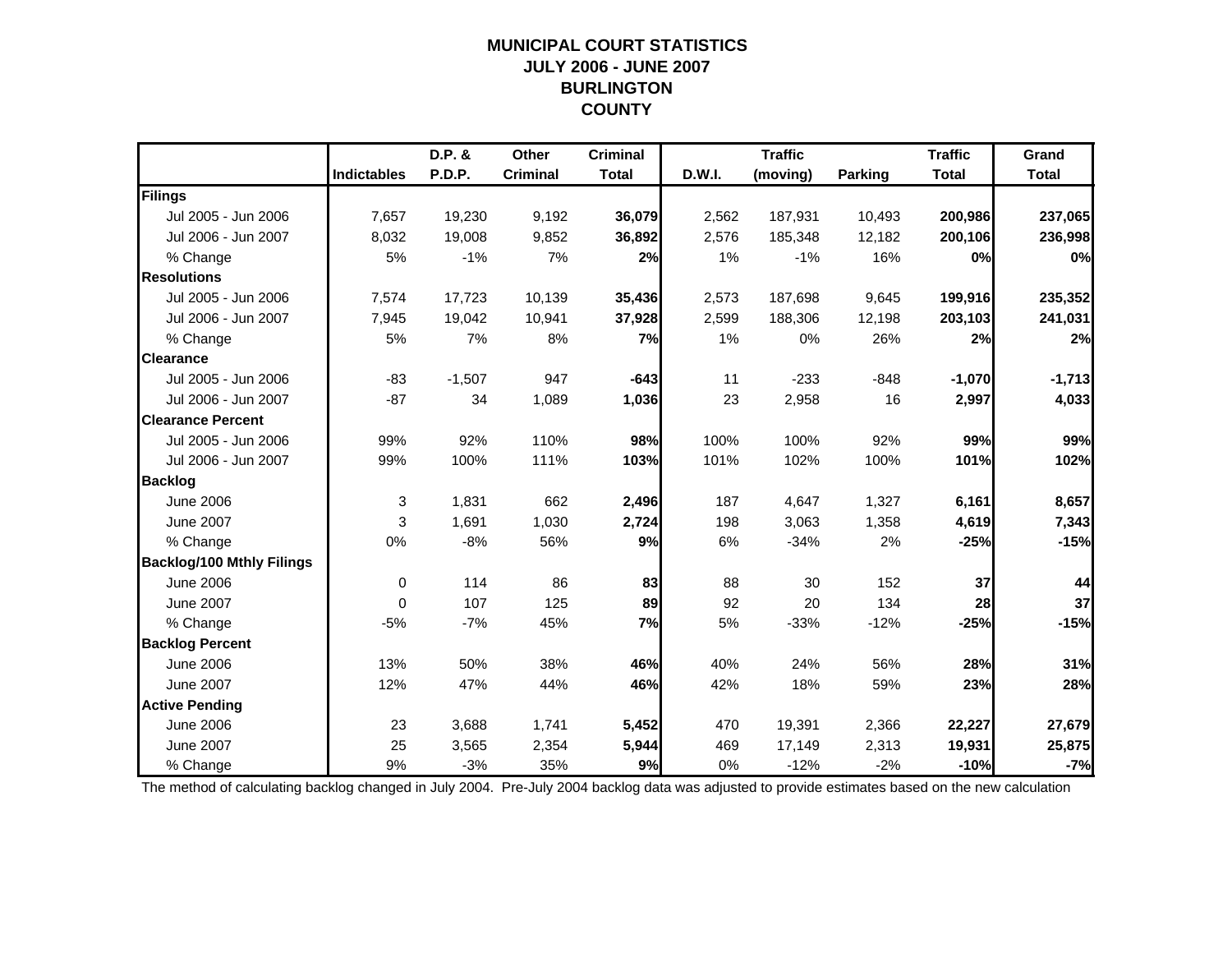# MUNICIPAL COURT STATISTICS
# JULY 2006 - JUNE 2007
# BURLINGTON
# COUNTY

| | Indictables | D.P. & P.D.P. | Other Criminal | Criminal Total | D.W.I. | Traffic (moving) | Parking | Traffic Total | Grand Total |
|---|---|---|---|---|---|---|---|---|---|
| **Filings** | | | | | | | | | |
| Jul 2005 - Jun 2006 | 7,657 | 19,230 | 9,192 | **36,079** | 2,562 | 187,931 | 10,493 | **200,986** | **237,065** |
| Jul 2006 - Jun 2007 | 8,032 | 19,008 | 9,852 | **36,892** | 2,576 | 185,348 | 12,182 | **200,106** | **236,998** |
| % Change | 5% | -1% | 7% | **2%** | 1% | -1% | 16% | **0%** | **0%** |
| **Resolutions** | | | | | | | | | |
| Jul 2005 - Jun 2006 | 7,574 | 17,723 | 10,139 | **35,436** | 2,573 | 187,698 | 9,645 | **199,916** | **235,352** |
| Jul 2006 - Jun 2007 | 7,945 | 19,042 | 10,941 | **37,928** | 2,599 | 188,306 | 12,198 | **203,103** | **241,031** |
| % Change | 5% | 7% | 8% | **7%** | 1% | 0% | 26% | **2%** | **2%** |
| **Clearance** | | | | | | | | | |
| Jul 2005 - Jun 2006 | -83 | -1,507 | 947 | **-643** | 11 | -233 | -848 | **-1,070** | **-1,713** |
| Jul 2006 - Jun 2007 | -87 | 34 | 1,089 | **1,036** | 23 | 2,958 | 16 | **2,997** | **4,033** |
| **Clearance Percent** | | | | | | | | | |
| Jul 2005 - Jun 2006 | 99% | 92% | 110% | **98%** | 100% | 100% | 92% | **99%** | **99%** |
| Jul 2006 - Jun 2007 | 99% | 100% | 111% | **103%** | 101% | 102% | 100% | **101%** | **102%** |
| **Backlog** | | | | | | | | | |
| June 2006 | 3 | 1,831 | 662 | **2,496** | 187 | 4,647 | 1,327 | **6,161** | **8,657** |
| June 2007 | 3 | 1,691 | 1,030 | **2,724** | 198 | 3,063 | 1,358 | **4,619** | **7,343** |
| % Change | 0% | -8% | 56% | **9%** | 6% | -34% | 2% | **-25%** | **-15%** |
| **Backlog/100 Mthly Filings** | | | | | | | | | |
| June 2006 | 0 | 114 | 86 | **83** | 88 | 30 | 152 | **37** | **44** |
| June 2007 | 0 | 107 | 125 | **89** | 92 | 20 | 134 | **28** | **37** |
| % Change | -5% | -7% | 45% | **7%** | 5% | -33% | -12% | **-25%** | **-15%** |
| **Backlog Percent** | | | | | | | | | |
| June 2006 | 13% | 50% | 38% | **46%** | 40% | 24% | 56% | **28%** | **31%** |
| June 2007 | 12% | 47% | 44% | **46%** | 42% | 18% | 59% | **23%** | **28%** |
| **Active Pending** | | | | | | | | | |
| June 2006 | 23 | 3,688 | 1,741 | **5,452** | 470 | 19,391 | 2,366 | **22,227** | **27,679** |
| June 2007 | 25 | 3,565 | 2,354 | **5,944** | 469 | 17,149 | 2,313 | **19,931** | **25,875** |
| % Change | 9% | -3% | 35% | **9%** | 0% | -12% | -2% | **-10%** | **-7%** |

The method of calculating backlog changed in July 2004. Pre-July 2004 backlog data was adjusted to provide estimates based on the new calculation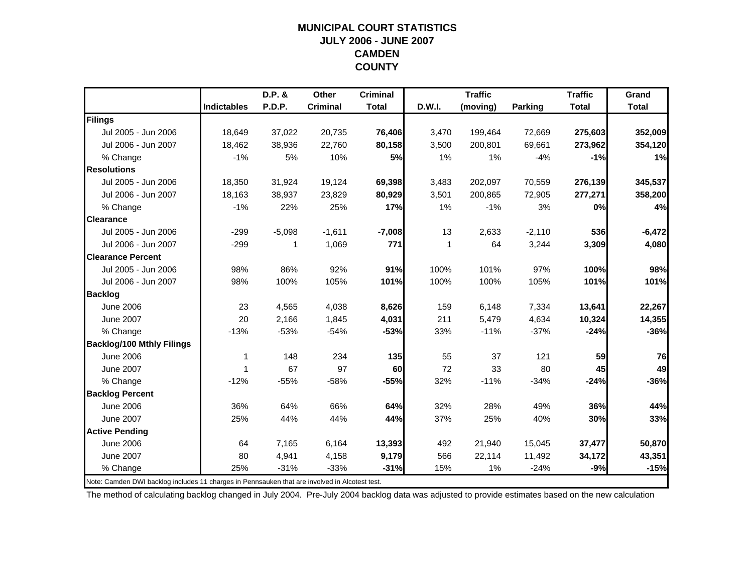# MUNICIPAL COURT STATISTICS
## JULY 2006 - JUNE 2007
## CAMDEN
## COUNTY

| | Indictables | D.P. & P.D.P. | Other Criminal | Criminal Total | D.W.I. | Traffic (moving) | Parking | Traffic Total | Grand Total |
|---|---|---|---|---|---|---|---|---|---|
| **Filings** | | | | | | | | | |
| Jul 2005 - Jun 2006 | 18,649 | 37,022 | 20,735 | **76,406** | 3,470 | 199,464 | 72,669 | **275,603** | **352,009** |
| Jul 2006 - Jun 2007 | 18,462 | 38,936 | 22,760 | **80,158** | 3,500 | 200,801 | 69,661 | **273,962** | **354,120** |
| % Change | -1% | 5% | 10% | **5%** | 1% | 1% | -4% | **-1%** | **1%** |
| **Resolutions** | | | | | | | | | |
| Jul 2005 - Jun 2006 | 18,350 | 31,924 | 19,124 | **69,398** | 3,483 | 202,097 | 70,559 | **276,139** | **345,537** |
| Jul 2006 - Jun 2007 | 18,163 | 38,937 | 23,829 | **80,929** | 3,501 | 200,865 | 72,905 | **277,271** | **358,200** |
| % Change | -1% | 22% | 25% | **17%** | 1% | -1% | 3% | **0%** | **4%** |
| **Clearance** | | | | | | | | | |
| Jul 2005 - Jun 2006 | -299 | -5,098 | -1,611 | **-7,008** | 13 | 2,633 | -2,110 | **536** | **-6,472** |
| Jul 2006 - Jun 2007 | -299 | 1 | 1,069 | **771** | 1 | 64 | 3,244 | **3,309** | **4,080** |
| **Clearance Percent** | | | | | | | | | |
| Jul 2005 - Jun 2006 | 98% | 86% | 92% | **91%** | 100% | 101% | 97% | **100%** | **98%** |
| Jul 2006 - Jun 2007 | 98% | 100% | 105% | **101%** | 100% | 100% | 105% | **101%** | **101%** |
| **Backlog** | | | | | | | | | |
| June 2006 | 23 | 4,565 | 4,038 | **8,626** | 159 | 6,148 | 7,334 | **13,641** | **22,267** |
| June 2007 | 20 | 2,166 | 1,845 | **4,031** | 211 | 5,479 | 4,634 | **10,324** | **14,355** |
| % Change | -13% | -53% | -54% | **-53%** | 33% | -11% | -37% | **-24%** | **-36%** |
| **Backlog/100 Mthly Filings** | | | | | | | | | |
| June 2006 | 1 | 148 | 234 | **135** | 55 | 37 | 121 | **59** | **76** |
| June 2007 | 1 | 67 | 97 | **60** | 72 | 33 | 80 | **45** | **49** |
| % Change | -12% | -55% | -58% | **-55%** | 32% | -11% | -34% | **-24%** | **-36%** |
| **Backlog Percent** | | | | | | | | | |
| June 2006 | 36% | 64% | 66% | **64%** | 32% | 28% | 49% | **36%** | **44%** |
| June 2007 | 25% | 44% | 44% | **44%** | 37% | 25% | 40% | **30%** | **33%** |
| **Active Pending** | | | | | | | | | |
| June 2006 | 64 | 7,165 | 6,164 | **13,393** | 492 | 21,940 | 15,045 | **37,477** | **50,870** |
| June 2007 | 80 | 4,941 | 4,158 | **9,179** | 566 | 22,114 | 11,492 | **34,172** | **43,351** |
| % Change | 25% | -31% | -33% | **-31%** | 15% | 1% | -24% | **-9%** | **-15%** |

Note: Camden DWI backlog includes 11 charges in Pennsauken that are involved in Alcotest test.

The method of calculating backlog changed in July 2004. Pre-July 2004 backlog data was adjusted to provide estimates based on the new calculation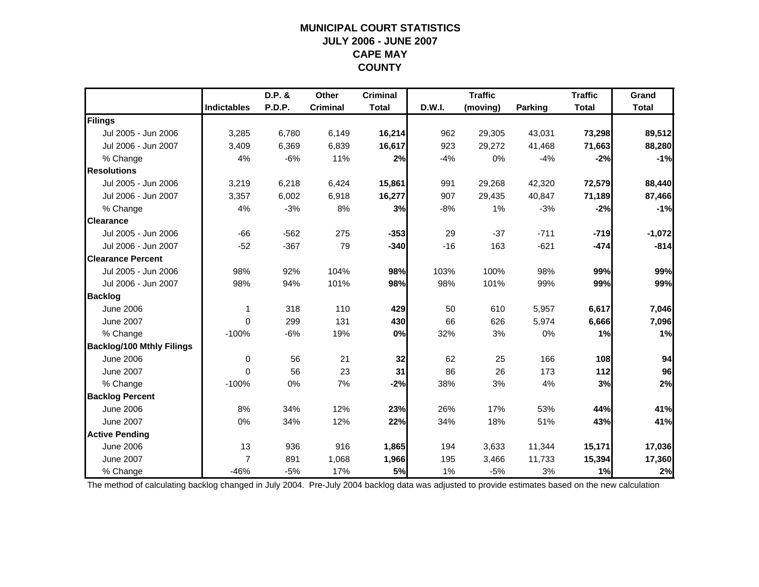# MUNICIPAL COURT STATISTICS
# JULY 2006 - JUNE 2007
# CAPE MAY
# COUNTY

| | Indictables | D.P. & P.D.P. | Other Criminal | Criminal Total | D.W.I. | Traffic (moving) | Parking | Traffic Total | Grand Total |
|---|---|---|---|---|---|---|---|---|---|
| **Filings** | | | | | | | | | |
| Jul 2005 - Jun 2006 | 3,285 | 6,780 | 6,149 | **16,214** | 962 | 29,305 | 43,031 | **73,298** | **89,512** |
| Jul 2006 - Jun 2007 | 3,409 | 6,369 | 6,839 | **16,617** | 923 | 29,272 | 41,468 | **71,663** | **88,280** |
| % Change | 4% | -6% | 11% | **2%** | -4% | 0% | -4% | **-2%** | **-1%** |
| **Resolutions** | | | | | | | | | |
| Jul 2005 - Jun 2006 | 3,219 | 6,218 | 6,424 | **15,861** | 991 | 29,268 | 42,320 | **72,579** | **88,440** |
| Jul 2006 - Jun 2007 | 3,357 | 6,002 | 6,918 | **16,277** | 907 | 29,435 | 40,847 | **71,189** | **87,466** |
| % Change | 4% | -3% | 8% | **3%** | -8% | 1% | -3% | **-2%** | **-1%** |
| **Clearance** | | | | | | | | | |
| Jul 2005 - Jun 2006 | -66 | -562 | 275 | **-353** | 29 | -37 | -711 | **-719** | **-1,072** |
| Jul 2006 - Jun 2007 | -52 | -367 | 79 | **-340** | -16 | 163 | -621 | **-474** | **-814** |
| **Clearance Percent** | | | | | | | | | |
| Jul 2005 - Jun 2006 | 98% | 92% | 104% | **98%** | 103% | 100% | 98% | **99%** | **99%** |
| Jul 2006 - Jun 2007 | 98% | 94% | 101% | **98%** | 98% | 101% | 99% | **99%** | **99%** |
| **Backlog** | | | | | | | | | |
| June 2006 | 1 | 318 | 110 | **429** | 50 | 610 | 5,957 | **6,617** | **7,046** |
| June 2007 | 0 | 299 | 131 | **430** | 66 | 626 | 5,974 | **6,666** | **7,096** |
| % Change | -100% | -6% | 19% | **0%** | 32% | 3% | 0% | **1%** | **1%** |
| **Backlog/100 Mthly Filings** | | | | | | | | | |
| June 2006 | 0 | 56 | 21 | **32** | 62 | 25 | 166 | **108** | **94** |
| June 2007 | 0 | 56 | 23 | **31** | 86 | 26 | 173 | **112** | **96** |
| % Change | -100% | 0% | 7% | **-2%** | 38% | 3% | 4% | **3%** | **2%** |
| **Backlog Percent** | | | | | | | | | |
| June 2006 | 8% | 34% | 12% | **23%** | 26% | 17% | 53% | **44%** | **41%** |
| June 2007 | 0% | 34% | 12% | **22%** | 34% | 18% | 51% | **43%** | **41%** |
| **Active Pending** | | | | | | | | | |
| June 2006 | 13 | 936 | 916 | **1,865** | 194 | 3,633 | 11,344 | **15,171** | **17,036** |
| June 2007 | 7 | 891 | 1,068 | **1,966** | 195 | 3,466 | 11,733 | **15,394** | **17,360** |
| % Change | -46% | -5% | 17% | **5%** | 1% | -5% | 3% | **1%** | **2%** |

The method of calculating backlog changed in July 2004. Pre-July 2004 backlog data was adjusted to provide estimates based on the new calculation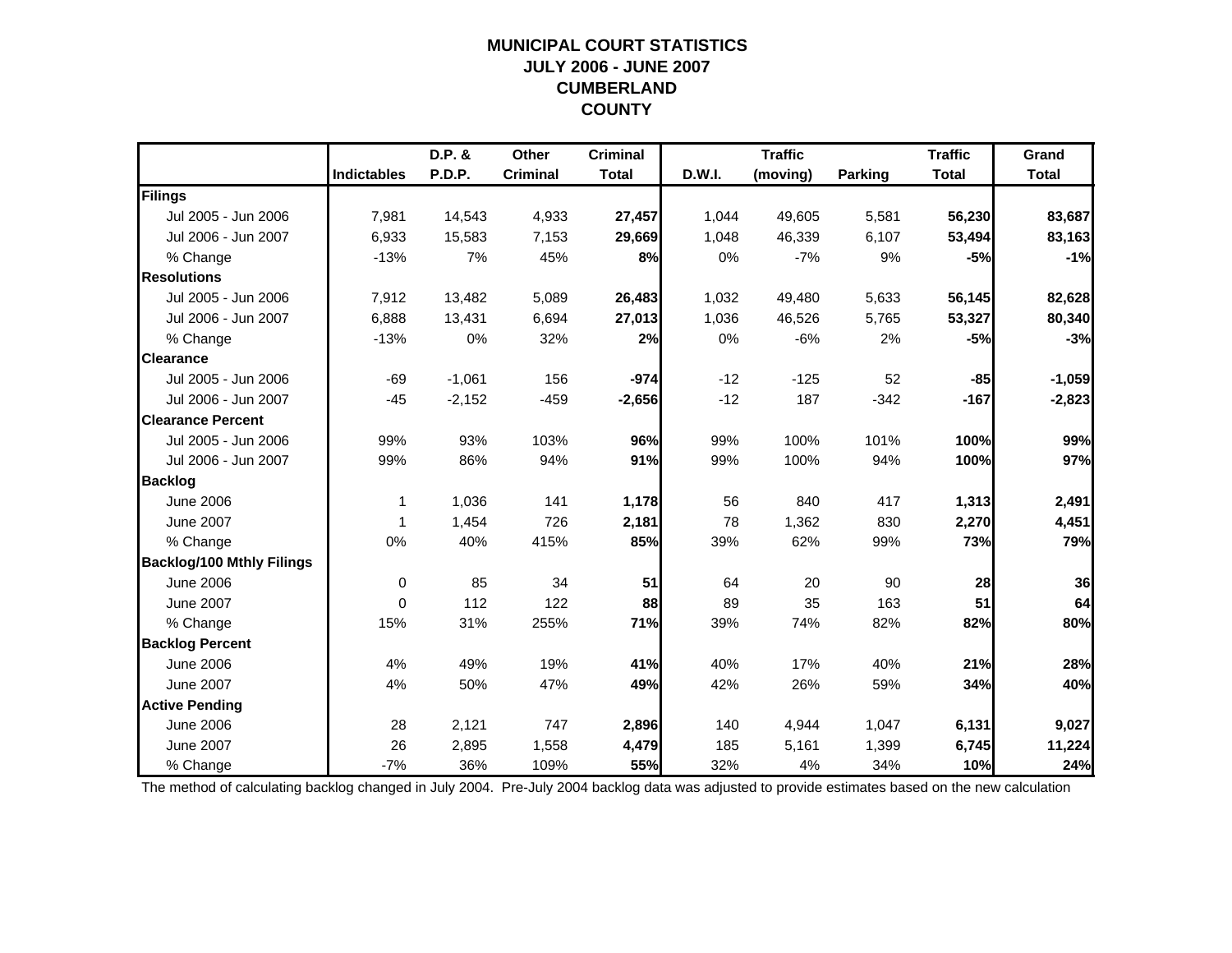# MUNICIPAL COURT STATISTICS
# JULY 2006 - JUNE 2007
# CUMBERLAND COUNTY

| | Indictables | D.P. & P.D.P. | Other Criminal | Criminal Total | D.W.I. | Traffic (moving) | Parking | Traffic Total | Grand Total |
|---|---|---|---|---|---|---|---|---|---|
| **Filings** | | | | | | | | | |
| Jul 2005 - Jun 2006 | 7,981 | 14,543 | 4,933 | **27,457** | 1,044 | 49,605 | 5,581 | **56,230** | **83,687** |
| Jul 2006 - Jun 2007 | 6,933 | 15,583 | 7,153 | **29,669** | 1,048 | 46,339 | 6,107 | **53,494** | **83,163** |
| % Change | -13% | 7% | 45% | **8%** | 0% | -7% | 9% | **-5%** | **-1%** |
| **Resolutions** | | | | | | | | | |
| Jul 2005 - Jun 2006 | 7,912 | 13,482 | 5,089 | **26,483** | 1,032 | 49,480 | 5,633 | **56,145** | **82,628** |
| Jul 2006 - Jun 2007 | 6,888 | 13,431 | 6,694 | **27,013** | 1,036 | 46,526 | 5,765 | **53,327** | **80,340** |
| % Change | -13% | 0% | 32% | **2%** | 0% | -6% | 2% | **-5%** | **-3%** |
| **Clearance** | | | | | | | | | |
| Jul 2005 - Jun 2006 | -69 | -1,061 | 156 | **-974** | -12 | -125 | 52 | **-85** | **-1,059** |
| Jul 2006 - Jun 2007 | -45 | -2,152 | -459 | **-2,656** | -12 | 187 | -342 | **-167** | **-2,823** |
| **Clearance Percent** | | | | | | | | | |
| Jul 2005 - Jun 2006 | 99% | 93% | 103% | **96%** | 99% | 100% | 101% | **100%** | **99%** |
| Jul 2006 - Jun 2007 | 99% | 86% | 94% | **91%** | 99% | 100% | 94% | **100%** | **97%** |
| **Backlog** | | | | | | | | | |
| June 2006 | 1 | 1,036 | 141 | **1,178** | 56 | 840 | 417 | **1,313** | **2,491** |
| June 2007 | 1 | 1,454 | 726 | **2,181** | 78 | 1,362 | 830 | **2,270** | **4,451** |
| % Change | 0% | 40% | 415% | **85%** | 39% | 62% | 99% | **73%** | **79%** |
| **Backlog/100 Mthly Filings** | | | | | | | | | |
| June 2006 | 0 | 85 | 34 | **51** | 64 | 20 | 90 | **28** | **36** |
| June 2007 | 0 | 112 | 122 | **88** | 89 | 35 | 163 | **51** | **64** |
| % Change | 15% | 31% | 255% | **71%** | 39% | 74% | 82% | **82%** | **80%** |
| **Backlog Percent** | | | | | | | | | |
| June 2006 | 4% | 49% | 19% | **41%** | 40% | 17% | 40% | **21%** | **28%** |
| June 2007 | 4% | 50% | 47% | **49%** | 42% | 26% | 59% | **34%** | **40%** |
| **Active Pending** | | | | | | | | | |
| June 2006 | 28 | 2,121 | 747 | **2,896** | 140 | 4,944 | 1,047 | **6,131** | **9,027** |
| June 2007 | 26 | 2,895 | 1,558 | **4,479** | 185 | 5,161 | 1,399 | **6,745** | **11,224** |
| % Change | -7% | 36% | 109% | **55%** | 32% | 4% | 34% | **10%** | **24%** |

The method of calculating backlog changed in July 2004. Pre-July 2004 backlog data was adjusted to provide estimates based on the new calculation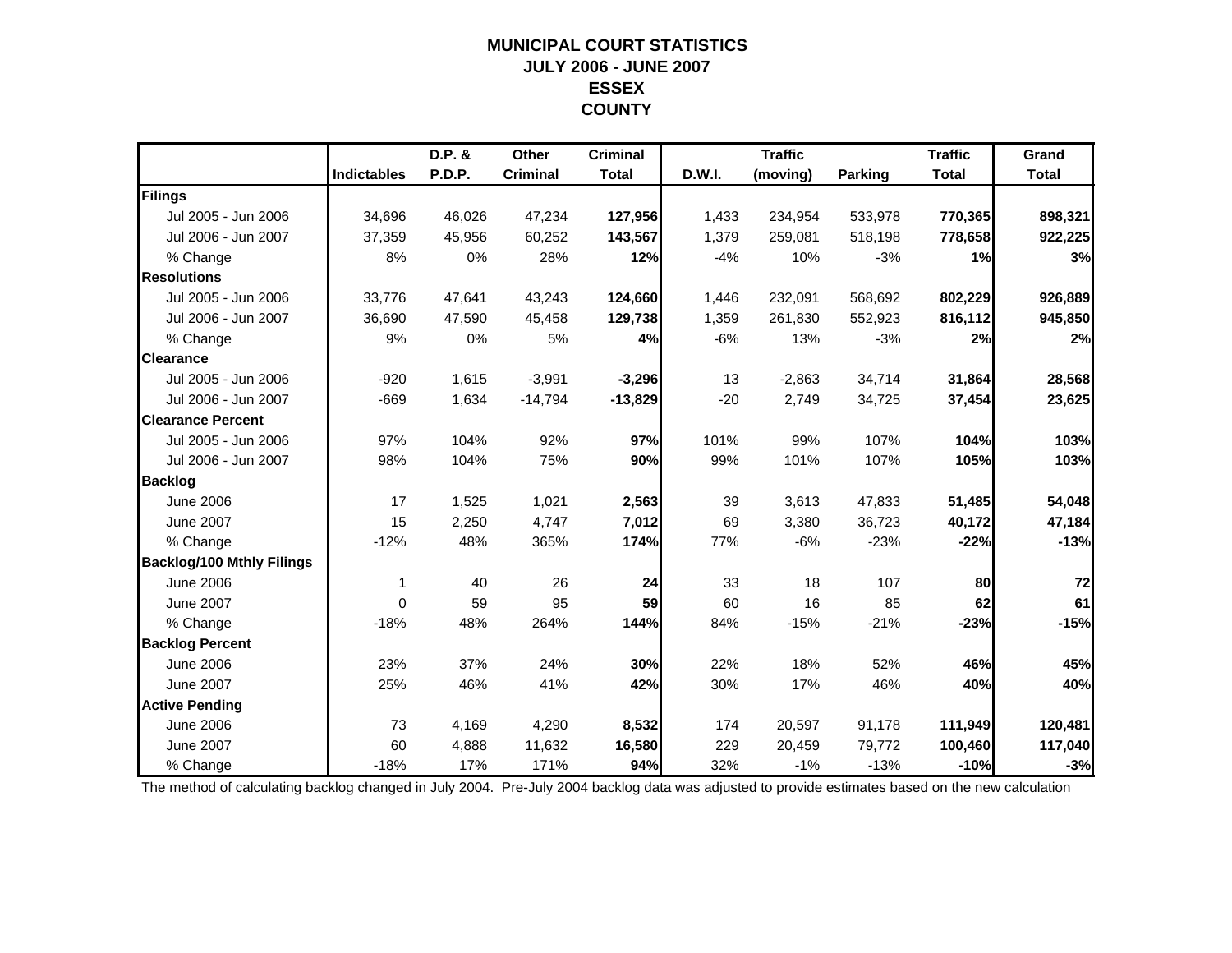# MUNICIPAL COURT STATISTICS
## JULY 2006 - JUNE 2007
## ESSEX
## COUNTY

| | Indictables | D.P. & P.D.P. | Other Criminal | Criminal Total | D.W.I. | Traffic (moving) | Parking | Traffic Total | Grand Total |
|---|---|---|---|---|---|---|---|---|---|
| **Filings** | | | | | | | | | |
| Jul 2005 - Jun 2006 | 34,696 | 46,026 | 47,234 | **127,956** | 1,433 | 234,954 | 533,978 | **770,365** | **898,321** |
| Jul 2006 - Jun 2007 | 37,359 | 45,956 | 60,252 | **143,567** | 1,379 | 259,081 | 518,198 | **778,658** | **922,225** |
| % Change | 8% | 0% | 28% | **12%** | -4% | 10% | -3% | **1%** | **3%** |
| **Resolutions** | | | | | | | | | |
| Jul 2005 - Jun 2006 | 33,776 | 47,641 | 43,243 | **124,660** | 1,446 | 232,091 | 568,692 | **802,229** | **926,889** |
| Jul 2006 - Jun 2007 | 36,690 | 47,590 | 45,458 | **129,738** | 1,359 | 261,830 | 552,923 | **816,112** | **945,850** |
| % Change | 9% | 0% | 5% | **4%** | -6% | 13% | -3% | **2%** | **2%** |
| **Clearance** | | | | | | | | | |
| Jul 2005 - Jun 2006 | -920 | 1,615 | -3,991 | **-3,296** | 13 | -2,863 | 34,714 | **31,864** | **28,568** |
| Jul 2006 - Jun 2007 | -669 | 1,634 | -14,794 | **-13,829** | -20 | 2,749 | 34,725 | **37,454** | **23,625** |
| **Clearance Percent** | | | | | | | | | |
| Jul 2005 - Jun 2006 | 97% | 104% | 92% | **97%** | 101% | 99% | 107% | **104%** | **103%** |
| Jul 2006 - Jun 2007 | 98% | 104% | 75% | **90%** | 99% | 101% | 107% | **105%** | **103%** |
| **Backlog** | | | | | | | | | |
| June 2006 | 17 | 1,525 | 1,021 | **2,563** | 39 | 3,613 | 47,833 | **51,485** | **54,048** |
| June 2007 | 15 | 2,250 | 4,747 | **7,012** | 69 | 3,380 | 36,723 | **40,172** | **47,184** |
| % Change | -12% | 48% | 365% | **174%** | 77% | -6% | -23% | **-22%** | **-13%** |
| **Backlog/100 Mthly Filings** | | | | | | | | | |
| June 2006 | 1 | 40 | 26 | **24** | 33 | 18 | 107 | **80** | **72** |
| June 2007 | 0 | 59 | 95 | **59** | 60 | 16 | 85 | **62** | **61** |
| % Change | -18% | 48% | 264% | **144%** | 84% | -15% | -21% | **-23%** | **-15%** |
| **Backlog Percent** | | | | | | | | | |
| June 2006 | 23% | 37% | 24% | **30%** | 22% | 18% | 52% | **46%** | **45%** |
| June 2007 | 25% | 46% | 41% | **42%** | 30% | 17% | 46% | **40%** | **40%** |
| **Active Pending** | | | | | | | | | |
| June 2006 | 73 | 4,169 | 4,290 | **8,532** | 174 | 20,597 | 91,178 | **111,949** | **120,481** |
| June 2007 | 60 | 4,888 | 11,632 | **16,580** | 229 | 20,459 | 79,772 | **100,460** | **117,040** |
| % Change | -18% | 17% | 171% | **94%** | 32% | -1% | -13% | **-10%** | **-3%** |

The method of calculating backlog changed in July 2004. Pre-July 2004 backlog data was adjusted to provide estimates based on the new calculation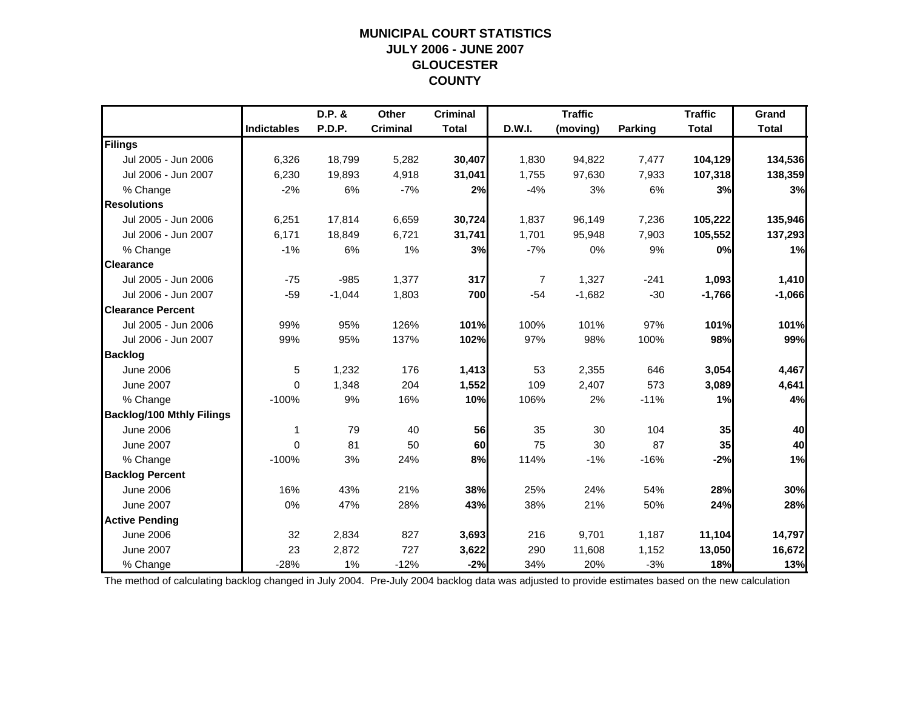# MUNICIPAL COURT STATISTICS
# JULY 2006 - JUNE 2007
# GLOUCESTER
# COUNTY

| | Indictables | D.P. & P.D.P. | Other Criminal | Criminal Total | D.W.I. | Traffic (moving) | Parking | Traffic Total | Grand Total |
|---|---|---|---|---|---|---|---|---|---|
| **Filings** | | | | | | | | | |
| Jul 2005 - Jun 2006 | 6,326 | 18,799 | 5,282 | **30,407** | 1,830 | 94,822 | 7,477 | **104,129** | **134,536** |
| Jul 2006 - Jun 2007 | 6,230 | 19,893 | 4,918 | **31,041** | 1,755 | 97,630 | 7,933 | **107,318** | **138,359** |
| % Change | -2% | 6% | -7% | **2%** | -4% | 3% | 6% | **3%** | **3%** |
| **Resolutions** | | | | | | | | | |
| Jul 2005 - Jun 2006 | 6,251 | 17,814 | 6,659 | **30,724** | 1,837 | 96,149 | 7,236 | **105,222** | **135,946** |
| Jul 2006 - Jun 2007 | 6,171 | 18,849 | 6,721 | **31,741** | 1,701 | 95,948 | 7,903 | **105,552** | **137,293** |
| % Change | -1% | 6% | 1% | **3%** | -7% | 0% | 9% | **0%** | **1%** |
| **Clearance** | | | | | | | | | |
| Jul 2005 - Jun 2006 | -75 | -985 | 1,377 | **317** | 7 | 1,327 | -241 | **1,093** | **1,410** |
| Jul 2006 - Jun 2007 | -59 | -1,044 | 1,803 | **700** | -54 | -1,682 | -30 | **-1,766** | **-1,066** |
| **Clearance Percent** | | | | | | | | | |
| Jul 2005 - Jun 2006 | 99% | 95% | 126% | **101%** | 100% | 101% | 97% | **101%** | **101%** |
| Jul 2006 - Jun 2007 | 99% | 95% | 137% | **102%** | 97% | 98% | 100% | **98%** | **99%** |
| **Backlog** | | | | | | | | | |
| June 2006 | 5 | 1,232 | 176 | **1,413** | 53 | 2,355 | 646 | **3,054** | **4,467** |
| June 2007 | 0 | 1,348 | 204 | **1,552** | 109 | 2,407 | 573 | **3,089** | **4,641** |
| % Change | -100% | 9% | 16% | **10%** | 106% | 2% | -11% | **1%** | **4%** |
| **Backlog/100 Mthly Filings** | | | | | | | | | |
| June 2006 | 1 | 79 | 40 | **56** | 35 | 30 | 104 | **35** | **40** |
| June 2007 | 0 | 81 | 50 | **60** | 75 | 30 | 87 | **35** | **40** |
| % Change | -100% | 3% | 24% | **8%** | 114% | -1% | -16% | **-2%** | **1%** |
| **Backlog Percent** | | | | | | | | | |
| June 2006 | 16% | 43% | 21% | **38%** | 25% | 24% | 54% | **28%** | **30%** |
| June 2007 | 0% | 47% | 28% | **43%** | 38% | 21% | 50% | **24%** | **28%** |
| **Active Pending** | | | | | | | | | |
| June 2006 | 32 | 2,834 | 827 | **3,693** | 216 | 9,701 | 1,187 | **11,104** | **14,797** |
| June 2007 | 23 | 2,872 | 727 | **3,622** | 290 | 11,608 | 1,152 | **13,050** | **16,672** |
| % Change | -28% | 1% | -12% | **-2%** | 34% | 20% | -3% | **18%** | **13%** |

The method of calculating backlog changed in July 2004. Pre-July 2004 backlog data was adjusted to provide estimates based on the new calculation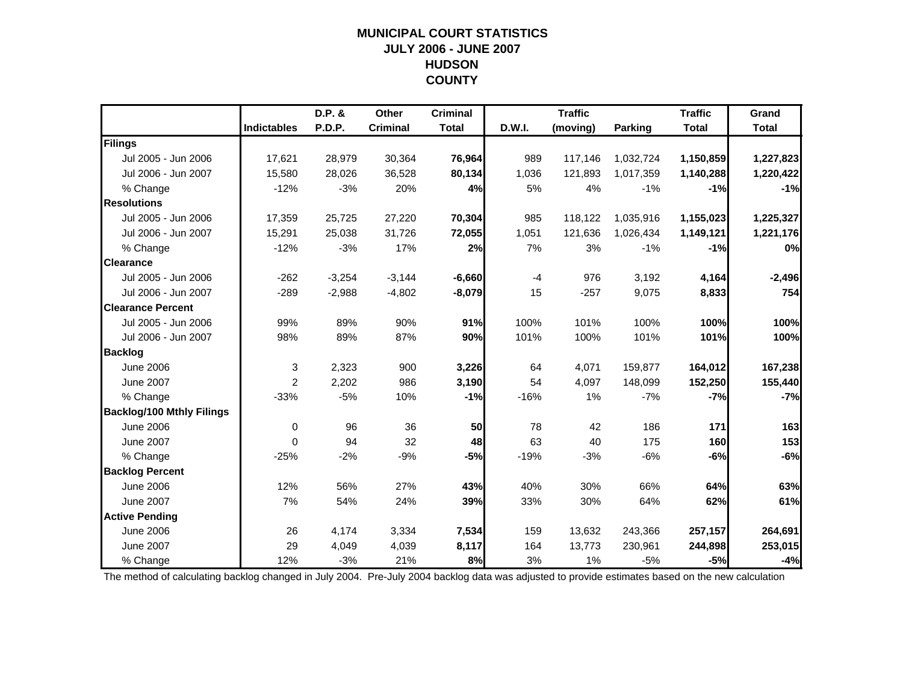# MUNICIPAL COURT STATISTICS
## JULY 2006 - JUNE 2007
## HUDSON COUNTY

| | Indictables | D.P. & P.D.P. | Other Criminal | Criminal Total | D.W.I. | Traffic (moving) | Parking | Traffic Total | Grand Total |
|---|---|---|---|---|---|---|---|---|---|
| **Filings** | | | | | | | | | |
| Jul 2005 - Jun 2006 | 17,621 | 28,979 | 30,364 | **76,964** | 989 | 117,146 | 1,032,724 | **1,150,859** | **1,227,823** |
| Jul 2006 - Jun 2007 | 15,580 | 28,026 | 36,528 | **80,134** | 1,036 | 121,893 | 1,017,359 | **1,140,288** | **1,220,422** |
| % Change | -12% | -3% | 20% | **4%** | 5% | 4% | -1% | **-1%** | **-1%** |
| **Resolutions** | | | | | | | | | |
| Jul 2005 - Jun 2006 | 17,359 | 25,725 | 27,220 | **70,304** | 985 | 118,122 | 1,035,916 | **1,155,023** | **1,225,327** |
| Jul 2006 - Jun 2007 | 15,291 | 25,038 | 31,726 | **72,055** | 1,051 | 121,636 | 1,026,434 | **1,149,121** | **1,221,176** |
| % Change | -12% | -3% | 17% | **2%** | 7% | 3% | -1% | **-1%** | **0%** |
| **Clearance** | | | | | | | | | |
| Jul 2005 - Jun 2006 | -262 | -3,254 | -3,144 | **-6,660** | -4 | 976 | 3,192 | **4,164** | **-2,496** |
| Jul 2006 - Jun 2007 | -289 | -2,988 | -4,802 | **-8,079** | 15 | -257 | 9,075 | **8,833** | **754** |
| **Clearance Percent** | | | | | | | | | |
| Jul 2005 - Jun 2006 | 99% | 89% | 90% | **91%** | 100% | 101% | 100% | **100%** | **100%** |
| Jul 2006 - Jun 2007 | 98% | 89% | 87% | **90%** | 101% | 100% | 101% | **101%** | **100%** |
| **Backlog** | | | | | | | | | |
| June 2006 | 3 | 2,323 | 900 | **3,226** | 64 | 4,071 | 159,877 | **164,012** | **167,238** |
| June 2007 | 2 | 2,202 | 986 | **3,190** | 54 | 4,097 | 148,099 | **152,250** | **155,440** |
| % Change | -33% | -5% | 10% | **-1%** | -16% | 1% | -7% | **-7%** | **-7%** |
| **Backlog/100 Mthly Filings** | | | | | | | | | |
| June 2006 | 0 | 96 | 36 | **50** | 78 | 42 | 186 | **171** | **163** |
| June 2007 | 0 | 94 | 32 | **48** | 63 | 40 | 175 | **160** | **153** |
| % Change | -25% | -2% | -9% | **-5%** | -19% | -3% | -6% | **-6%** | **-6%** |
| **Backlog Percent** | | | | | | | | | |
| June 2006 | 12% | 56% | 27% | **43%** | 40% | 30% | 66% | **64%** | **63%** |
| June 2007 | 7% | 54% | 24% | **39%** | 33% | 30% | 64% | **62%** | **61%** |
| **Active Pending** | | | | | | | | | |
| June 2006 | 26 | 4,174 | 3,334 | **7,534** | 159 | 13,632 | 243,366 | **257,157** | **264,691** |
| June 2007 | 29 | 4,049 | 4,039 | **8,117** | 164 | 13,773 | 230,961 | **244,898** | **253,015** |
| % Change | 12% | -3% | 21% | **8%** | 3% | 1% | -5% | **-5%** | **-4%** |

The method of calculating backlog changed in July 2004. Pre-July 2004 backlog data was adjusted to provide estimates based on the new calculation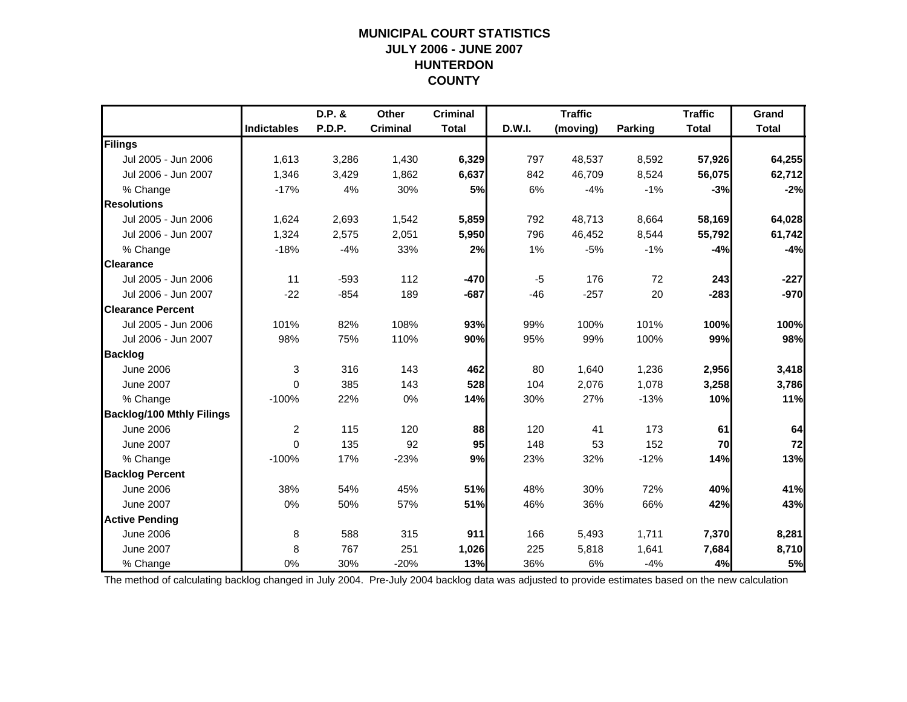# MUNICIPAL COURT STATISTICS
## JULY 2006 - JUNE 2007
## HUNTERDON
## COUNTY

| | Indictables | D.P. & P.D.P. | Other Criminal | Criminal Total | D.W.I. | Traffic (moving) | Parking | Traffic Total | Grand Total |
|---|---|---|---|---|---|---|---|---|---|
| **Filings** | | | | | | | | | |
| Jul 2005 - Jun 2006 | 1,613 | 3,286 | 1,430 | **6,329** | 797 | 48,537 | 8,592 | **57,926** | **64,255** |
| Jul 2006 - Jun 2007 | 1,346 | 3,429 | 1,862 | **6,637** | 842 | 46,709 | 8,524 | **56,075** | **62,712** |
| % Change | -17% | 4% | 30% | **5%** | 6% | -4% | -1% | **-3%** | **-2%** |
| **Resolutions** | | | | | | | | | |
| Jul 2005 - Jun 2006 | 1,624 | 2,693 | 1,542 | **5,859** | 792 | 48,713 | 8,664 | **58,169** | **64,028** |
| Jul 2006 - Jun 2007 | 1,324 | 2,575 | 2,051 | **5,950** | 796 | 46,452 | 8,544 | **55,792** | **61,742** |
| % Change | -18% | -4% | 33% | **2%** | 1% | -5% | -1% | **-4%** | **-4%** |
| **Clearance** | | | | | | | | | |
| Jul 2005 - Jun 2006 | 11 | -593 | 112 | **-470** | -5 | 176 | 72 | **243** | **-227** |
| Jul 2006 - Jun 2007 | -22 | -854 | 189 | **-687** | -46 | -257 | 20 | **-283** | **-970** |
| **Clearance Percent** | | | | | | | | | |
| Jul 2005 - Jun 2006 | 101% | 82% | 108% | **93%** | 99% | 100% | 101% | **100%** | **100%** |
| Jul 2006 - Jun 2007 | 98% | 75% | 110% | **90%** | 95% | 99% | 100% | **99%** | **98%** |
| **Backlog** | | | | | | | | | |
| June 2006 | 3 | 316 | 143 | **462** | 80 | 1,640 | 1,236 | **2,956** | **3,418** |
| June 2007 | 0 | 385 | 143 | **528** | 104 | 2,076 | 1,078 | **3,258** | **3,786** |
| % Change | -100% | 22% | 0% | **14%** | 30% | 27% | -13% | **10%** | **11%** |
| **Backlog/100 Mthly Filings** | | | | | | | | | |
| June 2006 | 2 | 115 | 120 | **88** | 120 | 41 | 173 | **61** | **64** |
| June 2007 | 0 | 135 | 92 | **95** | 148 | 53 | 152 | **70** | **72** |
| % Change | -100% | 17% | -23% | **9%** | 23% | 32% | -12% | **14%** | **13%** |
| **Backlog Percent** | | | | | | | | | |
| June 2006 | 38% | 54% | 45% | **51%** | 48% | 30% | 72% | **40%** | **41%** |
| June 2007 | 0% | 50% | 57% | **51%** | 46% | 36% | 66% | **42%** | **43%** |
| **Active Pending** | | | | | | | | | |
| June 2006 | 8 | 588 | 315 | **911** | 166 | 5,493 | 1,711 | **7,370** | **8,281** |
| June 2007 | 8 | 767 | 251 | **1,026** | 225 | 5,818 | 1,641 | **7,684** | **8,710** |
| % Change | 0% | 30% | -20% | **13%** | 36% | 6% | -4% | **4%** | **5%** |

The method of calculating backlog changed in July 2004. Pre-July 2004 backlog data was adjusted to provide estimates based on the new calculation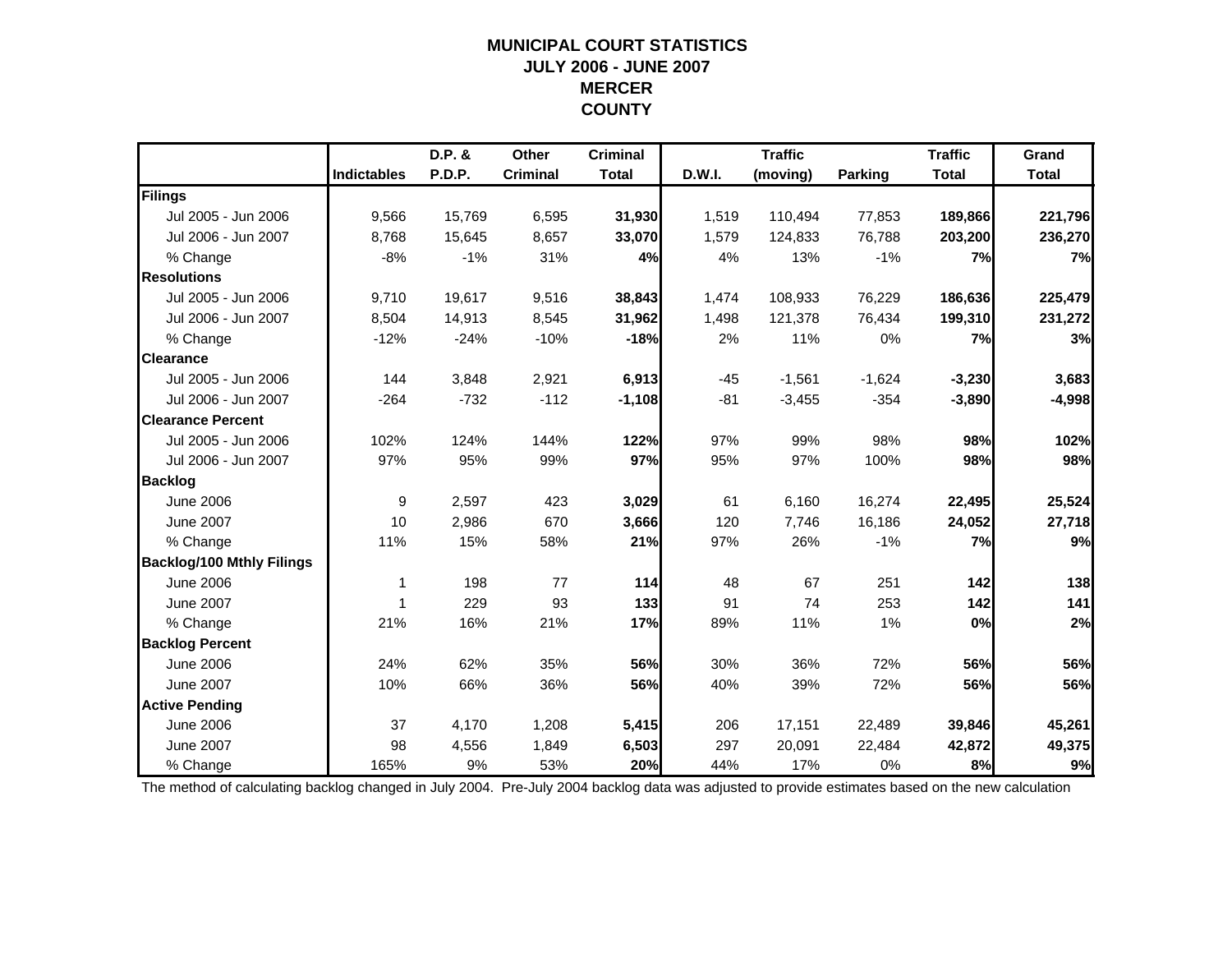# MUNICIPAL COURT STATISTICS
## JULY 2006 - JUNE 2007
## MERCER COUNTY

| | Indictables | D.P. & P.D.P. | Other Criminal | Criminal Total | D.W.I. | Traffic (moving) | Parking | Traffic Total | Grand Total |
|---|---|---|---|---|---|---|---|---|---|
| **Filings** | | | | | | | | | |
| Jul 2005 - Jun 2006 | 9,566 | 15,769 | 6,595 | **31,930** | 1,519 | 110,494 | 77,853 | **189,866** | **221,796** |
| Jul 2006 - Jun 2007 | 8,768 | 15,645 | 8,657 | **33,070** | 1,579 | 124,833 | 76,788 | **203,200** | **236,270** |
| % Change | -8% | -1% | 31% | **4%** | 4% | 13% | -1% | **7%** | **7%** |
| **Resolutions** | | | | | | | | | |
| Jul 2005 - Jun 2006 | 9,710 | 19,617 | 9,516 | **38,843** | 1,474 | 108,933 | 76,229 | **186,636** | **225,479** |
| Jul 2006 - Jun 2007 | 8,504 | 14,913 | 8,545 | **31,962** | 1,498 | 121,378 | 76,434 | **199,310** | **231,272** |
| % Change | -12% | -24% | -10% | **-18%** | 2% | 11% | 0% | **7%** | **3%** |
| **Clearance** | | | | | | | | | |
| Jul 2005 - Jun 2006 | 144 | 3,848 | 2,921 | **6,913** | -45 | -1,561 | -1,624 | **-3,230** | **3,683** |
| Jul 2006 - Jun 2007 | -264 | -732 | -112 | **-1,108** | -81 | -3,455 | -354 | **-3,890** | **-4,998** |
| **Clearance Percent** | | | | | | | | | |
| Jul 2005 - Jun 2006 | 102% | 124% | 144% | **122%** | 97% | 99% | 98% | **98%** | **102%** |
| Jul 2006 - Jun 2007 | 97% | 95% | 99% | **97%** | 95% | 97% | 100% | **98%** | **98%** |
| **Backlog** | | | | | | | | | |
| June 2006 | 9 | 2,597 | 423 | **3,029** | 61 | 6,160 | 16,274 | **22,495** | **25,524** |
| June 2007 | 10 | 2,986 | 670 | **3,666** | 120 | 7,746 | 16,186 | **24,052** | **27,718** |
| % Change | 11% | 15% | 58% | **21%** | 97% | 26% | -1% | **7%** | **9%** |
| **Backlog/100 Mthly Filings** | | | | | | | | | |
| June 2006 | 1 | 198 | 77 | **114** | 48 | 67 | 251 | **142** | **138** |
| June 2007 | 1 | 229 | 93 | **133** | 91 | 74 | 253 | **142** | **141** |
| % Change | 21% | 16% | 21% | **17%** | 89% | 11% | 1% | **0%** | **2%** |
| **Backlog Percent** | | | | | | | | | |
| June 2006 | 24% | 62% | 35% | **56%** | 30% | 36% | 72% | **56%** | **56%** |
| June 2007 | 10% | 66% | 36% | **56%** | 40% | 39% | 72% | **56%** | **56%** |
| **Active Pending** | | | | | | | | | |
| June 2006 | 37 | 4,170 | 1,208 | **5,415** | 206 | 17,151 | 22,489 | **39,846** | **45,261** |
| June 2007 | 98 | 4,556 | 1,849 | **6,503** | 297 | 20,091 | 22,484 | **42,872** | **49,375** |
| % Change | 165% | 9% | 53% | **20%** | 44% | 17% | 0% | **8%** | **9%** |

The method of calculating backlog changed in July 2004. Pre-July 2004 backlog data was adjusted to provide estimates based on the new calculation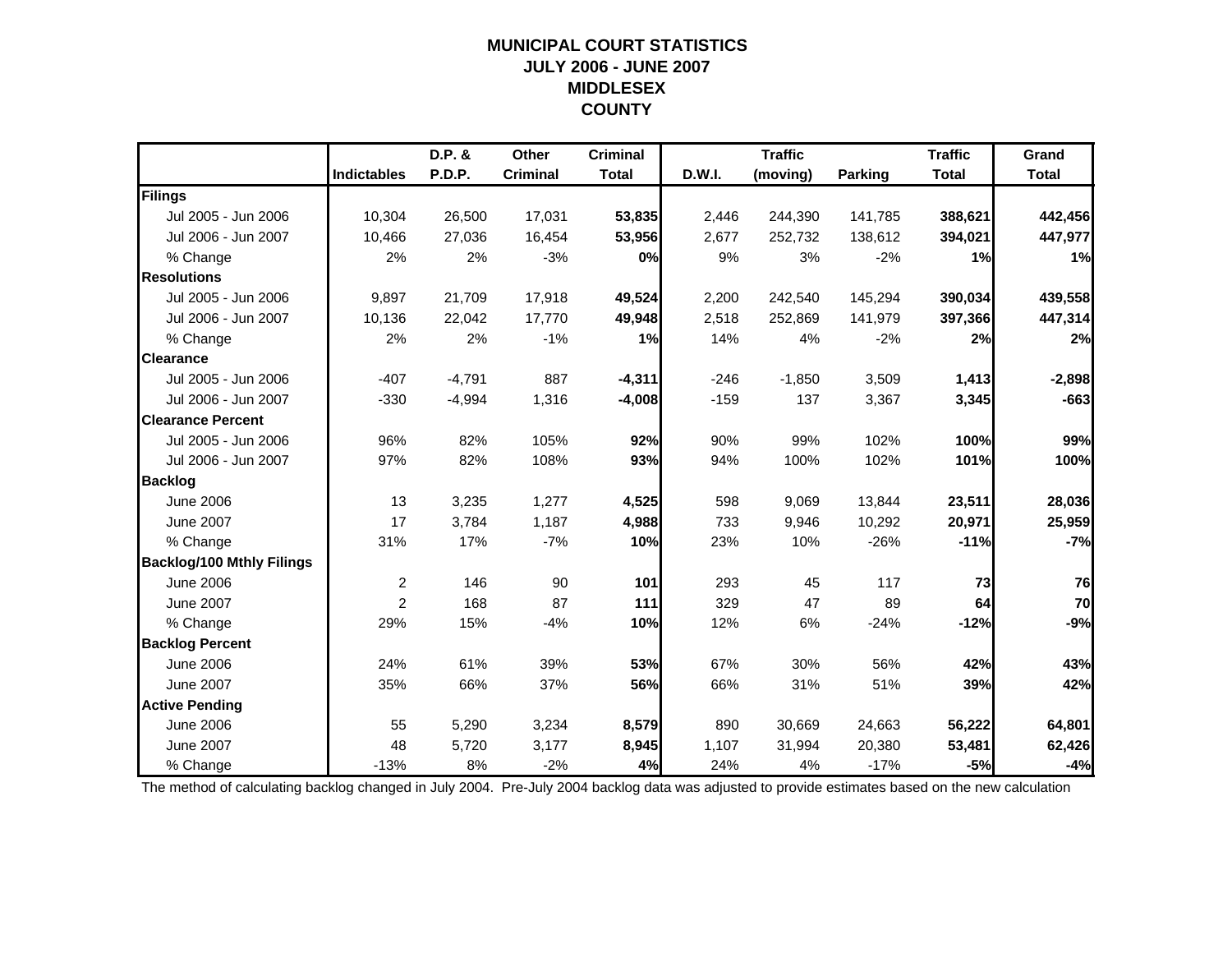# MUNICIPAL COURT STATISTICS
## JULY 2006 - JUNE 2007
## MIDDLESEX
## COUNTY

| | Indictables | D.P. & P.D.P. | Other Criminal | Criminal Total | D.W.I. | Traffic (moving) | Parking | Traffic Total | Grand Total |
|---|---|---|---|---|---|---|---|---|---|
| **Filings** | | | | | | | | | |
| Jul 2005 - Jun 2006 | 10,304 | 26,500 | 17,031 | **53,835** | 2,446 | 244,390 | 141,785 | **388,621** | **442,456** |
| Jul 2006 - Jun 2007 | 10,466 | 27,036 | 16,454 | **53,956** | 2,677 | 252,732 | 138,612 | **394,021** | **447,977** |
| % Change | 2% | 2% | -3% | **0%** | 9% | 3% | -2% | **1%** | **1%** |
| **Resolutions** | | | | | | | | | |
| Jul 2005 - Jun 2006 | 9,897 | 21,709 | 17,918 | **49,524** | 2,200 | 242,540 | 145,294 | **390,034** | **439,558** |
| Jul 2006 - Jun 2007 | 10,136 | 22,042 | 17,770 | **49,948** | 2,518 | 252,869 | 141,979 | **397,366** | **447,314** |
| % Change | 2% | 2% | -1% | **1%** | 14% | 4% | -2% | **2%** | **2%** |
| **Clearance** | | | | | | | | | |
| Jul 2005 - Jun 2006 | -407 | -4,791 | 887 | **-4,311** | -246 | -1,850 | 3,509 | **1,413** | **-2,898** |
| Jul 2006 - Jun 2007 | -330 | -4,994 | 1,316 | **-4,008** | -159 | 137 | 3,367 | **3,345** | **-663** |
| **Clearance Percent** | | | | | | | | | |
| Jul 2005 - Jun 2006 | 96% | 82% | 105% | **92%** | 90% | 99% | 102% | **100%** | **99%** |
| Jul 2006 - Jun 2007 | 97% | 82% | 108% | **93%** | 94% | 100% | 102% | **101%** | **100%** |
| **Backlog** | | | | | | | | | |
| June 2006 | 13 | 3,235 | 1,277 | **4,525** | 598 | 9,069 | 13,844 | **23,511** | **28,036** |
| June 2007 | 17 | 3,784 | 1,187 | **4,988** | 733 | 9,946 | 10,292 | **20,971** | **25,959** |
| % Change | 31% | 17% | -7% | **10%** | 23% | 10% | -26% | **-11%** | **-7%** |
| **Backlog/100 Mthly Filings** | | | | | | | | | |
| June 2006 | 2 | 146 | 90 | **101** | 293 | 45 | 117 | **73** | **76** |
| June 2007 | 2 | 168 | 87 | **111** | 329 | 47 | 89 | **64** | **70** |
| % Change | 29% | 15% | -4% | **10%** | 12% | 6% | -24% | **-12%** | **-9%** |
| **Backlog Percent** | | | | | | | | | |
| June 2006 | 24% | 61% | 39% | **53%** | 67% | 30% | 56% | **42%** | **43%** |
| June 2007 | 35% | 66% | 37% | **56%** | 66% | 31% | 51% | **39%** | **42%** |
| **Active Pending** | | | | | | | | | |
| June 2006 | 55 | 5,290 | 3,234 | **8,579** | 890 | 30,669 | 24,663 | **56,222** | **64,801** |
| June 2007 | 48 | 5,720 | 3,177 | **8,945** | 1,107 | 31,994 | 20,380 | **53,481** | **62,426** |
| % Change | -13% | 8% | -2% | **4%** | 24% | 4% | -17% | **-5%** | **-4%** |

The method of calculating backlog changed in July 2004. Pre-July 2004 backlog data was adjusted to provide estimates based on the new calculation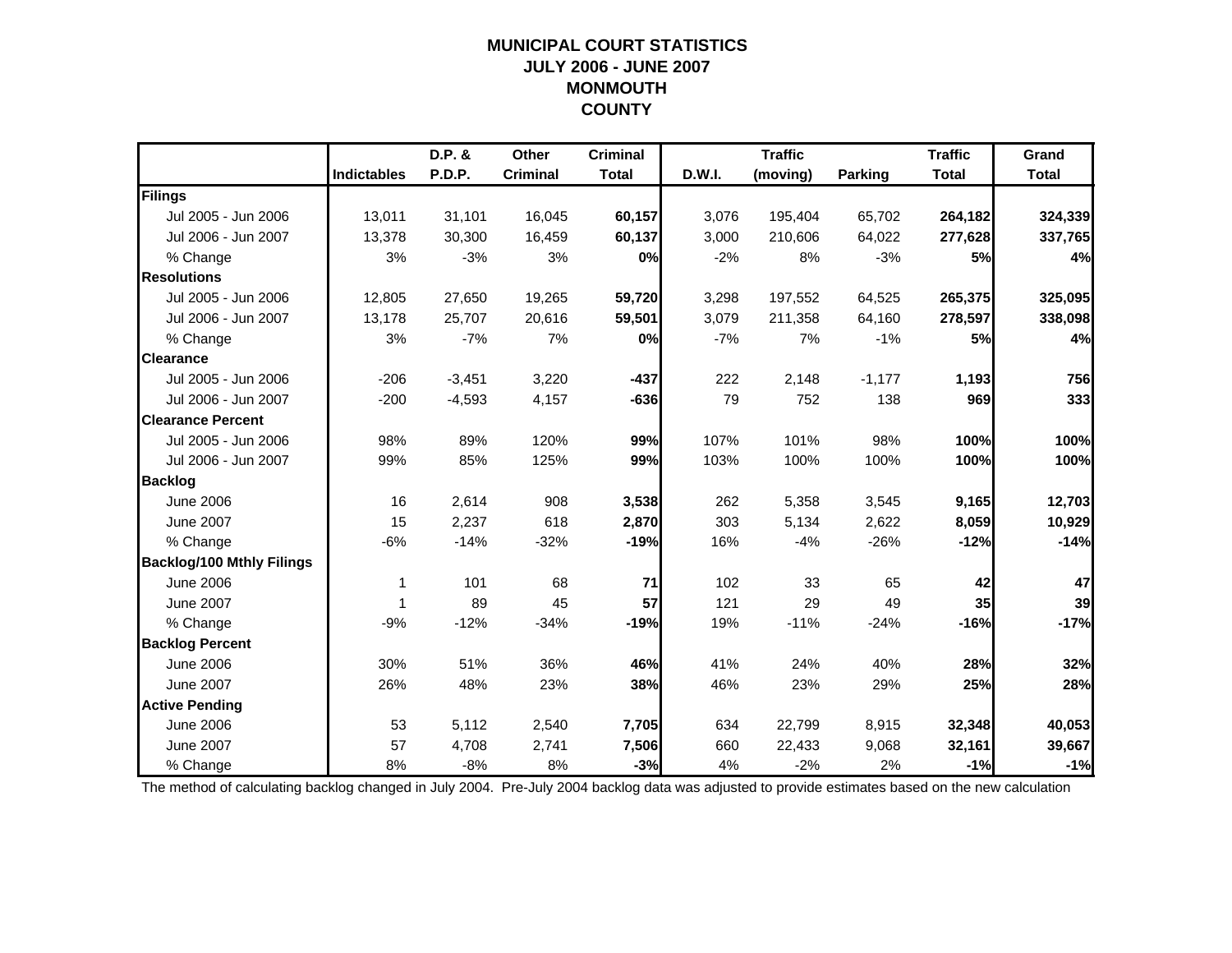# MUNICIPAL COURT STATISTICS
## JULY 2006 - JUNE 2007
## MONMOUTH
## COUNTY

| | Indictables | D.P. & P.D.P. | Other Criminal | Criminal Total | D.W.I. | Traffic (moving) | Parking | Traffic Total | Grand Total |
|---|---|---|---|---|---|---|---|---|---|
| **Filings** | | | | | | | | | |
| Jul 2005 - Jun 2006 | 13,011 | 31,101 | 16,045 | **60,157** | 3,076 | 195,404 | 65,702 | **264,182** | **324,339** |
| Jul 2006 - Jun 2007 | 13,378 | 30,300 | 16,459 | **60,137** | 3,000 | 210,606 | 64,022 | **277,628** | **337,765** |
| % Change | 3% | -3% | 3% | **0%** | -2% | 8% | -3% | **5%** | **4%** |
| **Resolutions** | | | | | | | | | |
| Jul 2005 - Jun 2006 | 12,805 | 27,650 | 19,265 | **59,720** | 3,298 | 197,552 | 64,525 | **265,375** | **325,095** |
| Jul 2006 - Jun 2007 | 13,178 | 25,707 | 20,616 | **59,501** | 3,079 | 211,358 | 64,160 | **278,597** | **338,098** |
| % Change | 3% | -7% | 7% | **0%** | -7% | 7% | -1% | **5%** | **4%** |
| **Clearance** | | | | | | | | | |
| Jul 2005 - Jun 2006 | -206 | -3,451 | 3,220 | **-437** | 222 | 2,148 | -1,177 | **1,193** | **756** |
| Jul 2006 - Jun 2007 | -200 | -4,593 | 4,157 | **-636** | 79 | 752 | 138 | **969** | **333** |
| **Clearance Percent** | | | | | | | | | |
| Jul 2005 - Jun 2006 | 98% | 89% | 120% | **99%** | 107% | 101% | 98% | **100%** | **100%** |
| Jul 2006 - Jun 2007 | 99% | 85% | 125% | **99%** | 103% | 100% | 100% | **100%** | **100%** |
| **Backlog** | | | | | | | | | |
| June 2006 | 16 | 2,614 | 908 | **3,538** | 262 | 5,358 | 3,545 | **9,165** | **12,703** |
| June 2007 | 15 | 2,237 | 618 | **2,870** | 303 | 5,134 | 2,622 | **8,059** | **10,929** |
| % Change | -6% | -14% | -32% | **-19%** | 16% | -4% | -26% | **-12%** | **-14%** |
| **Backlog/100 Mthly Filings** | | | | | | | | | |
| June 2006 | 1 | 101 | 68 | **71** | 102 | 33 | 65 | **42** | **47** |
| June 2007 | 1 | 89 | 45 | **57** | 121 | 29 | 49 | **35** | **39** |
| % Change | -9% | -12% | -34% | **-19%** | 19% | -11% | -24% | **-16%** | **-17%** |
| **Backlog Percent** | | | | | | | | | |
| June 2006 | 30% | 51% | 36% | **46%** | 41% | 24% | 40% | **28%** | **32%** |
| June 2007 | 26% | 48% | 23% | **38%** | 46% | 23% | 29% | **25%** | **28%** |
| **Active Pending** | | | | | | | | | |
| June 2006 | 53 | 5,112 | 2,540 | **7,705** | 634 | 22,799 | 8,915 | **32,348** | **40,053** |
| June 2007 | 57 | 4,708 | 2,741 | **7,506** | 660 | 22,433 | 9,068 | **32,161** | **39,667** |
| % Change | 8% | -8% | 8% | **-3%** | 4% | -2% | 2% | **-1%** | **-1%** |

The method of calculating backlog changed in July 2004. Pre-July 2004 backlog data was adjusted to provide estimates based on the new calculation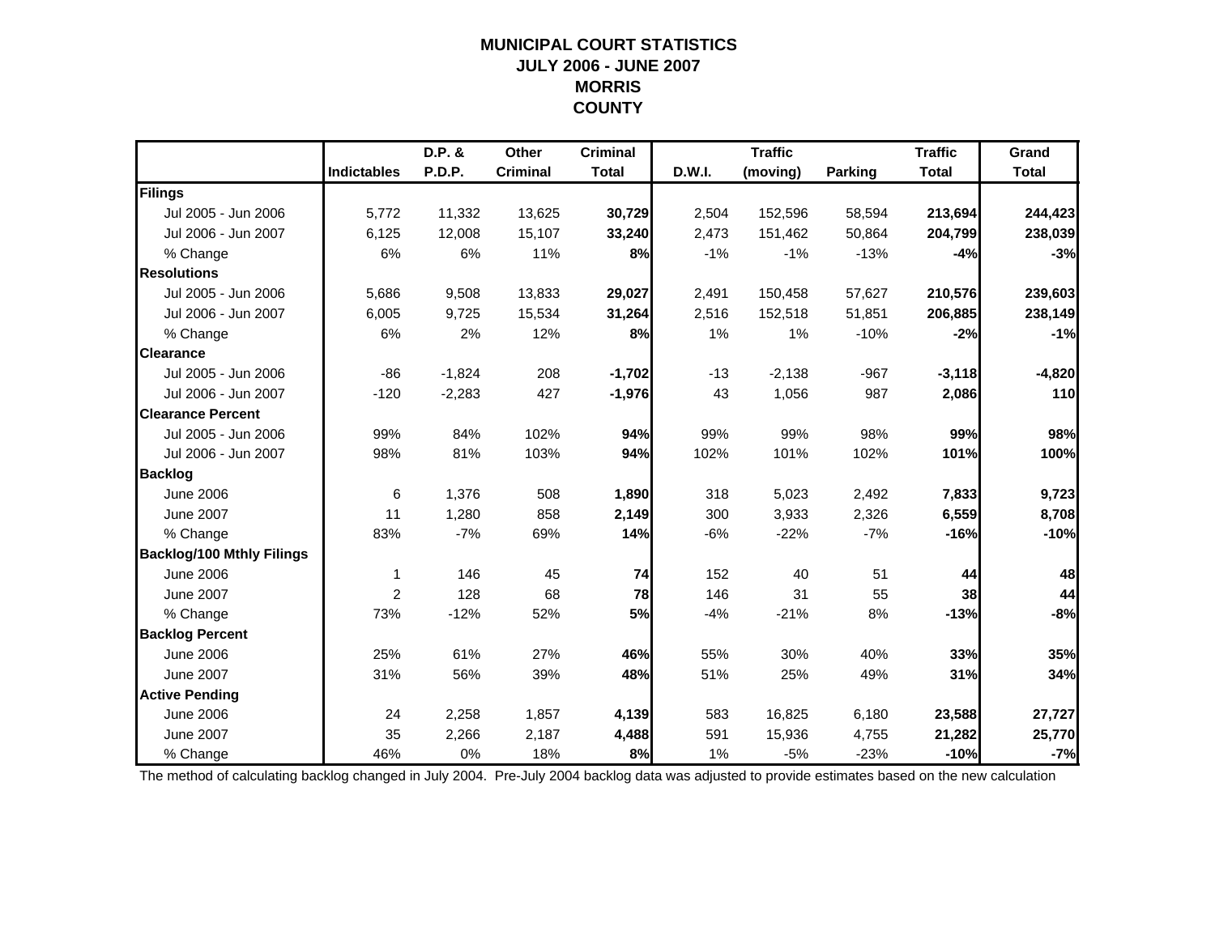# MUNICIPAL COURT STATISTICS
## JULY 2006 - JUNE 2007
## MORRIS
## COUNTY

| | Indictables | D.P. & P.D.P. | Other Criminal | Criminal Total | D.W.I. | Traffic (moving) | Parking | Traffic Total | Grand Total |
|---|---|---|---|---|---|---|---|---|---|
| **Filings** | | | | | | | | | |
| Jul 2005 - Jun 2006 | 5,772 | 11,332 | 13,625 | **30,729** | 2,504 | 152,596 | 58,594 | **213,694** | **244,423** |
| Jul 2006 - Jun 2007 | 6,125 | 12,008 | 15,107 | **33,240** | 2,473 | 151,462 | 50,864 | **204,799** | **238,039** |
| % Change | 6% | 6% | 11% | **8%** | -1% | -1% | -13% | **-4%** | **-3%** |
| **Resolutions** | | | | | | | | | |
| Jul 2005 - Jun 2006 | 5,686 | 9,508 | 13,833 | **29,027** | 2,491 | 150,458 | 57,627 | **210,576** | **239,603** |
| Jul 2006 - Jun 2007 | 6,005 | 9,725 | 15,534 | **31,264** | 2,516 | 152,518 | 51,851 | **206,885** | **238,149** |
| % Change | 6% | 2% | 12% | **8%** | 1% | 1% | -10% | **-2%** | **-1%** |
| **Clearance** | | | | | | | | | |
| Jul 2005 - Jun 2006 | -86 | -1,824 | 208 | **-1,702** | -13 | -2,138 | -967 | **-3,118** | **-4,820** |
| Jul 2006 - Jun 2007 | -120 | -2,283 | 427 | **-1,976** | 43 | 1,056 | 987 | **2,086** | **110** |
| **Clearance Percent** | | | | | | | | | |
| Jul 2005 - Jun 2006 | 99% | 84% | 102% | **94%** | 99% | 99% | 98% | **99%** | **98%** |
| Jul 2006 - Jun 2007 | 98% | 81% | 103% | **94%** | 102% | 101% | 102% | **101%** | **100%** |
| **Backlog** | | | | | | | | | |
| June 2006 | 6 | 1,376 | 508 | **1,890** | 318 | 5,023 | 2,492 | **7,833** | **9,723** |
| June 2007 | 11 | 1,280 | 858 | **2,149** | 300 | 3,933 | 2,326 | **6,559** | **8,708** |
| % Change | 83% | -7% | 69% | **14%** | -6% | -22% | -7% | **-16%** | **-10%** |
| **Backlog/100 Mthly Filings** | | | | | | | | | |
| June 2006 | 1 | 146 | 45 | **74** | 152 | 40 | 51 | **44** | **48** |
| June 2007 | 2 | 128 | 68 | **78** | 146 | 31 | 55 | **38** | **44** |
| % Change | 73% | -12% | 52% | **5%** | -4% | -21% | 8% | **-13%** | **-8%** |
| **Backlog Percent** | | | | | | | | | |
| June 2006 | 25% | 61% | 27% | **46%** | 55% | 30% | 40% | **33%** | **35%** |
| June 2007 | 31% | 56% | 39% | **48%** | 51% | 25% | 49% | **31%** | **34%** |
| **Active Pending** | | | | | | | | | |
| June 2006 | 24 | 2,258 | 1,857 | **4,139** | 583 | 16,825 | 6,180 | **23,588** | **27,727** |
| June 2007 | 35 | 2,266 | 2,187 | **4,488** | 591 | 15,936 | 4,755 | **21,282** | **25,770** |
| % Change | 46% | 0% | 18% | **8%** | 1% | -5% | -23% | **-10%** | **-7%** |

The method of calculating backlog changed in July 2004. Pre-July 2004 backlog data was adjusted to provide estimates based on the new calculation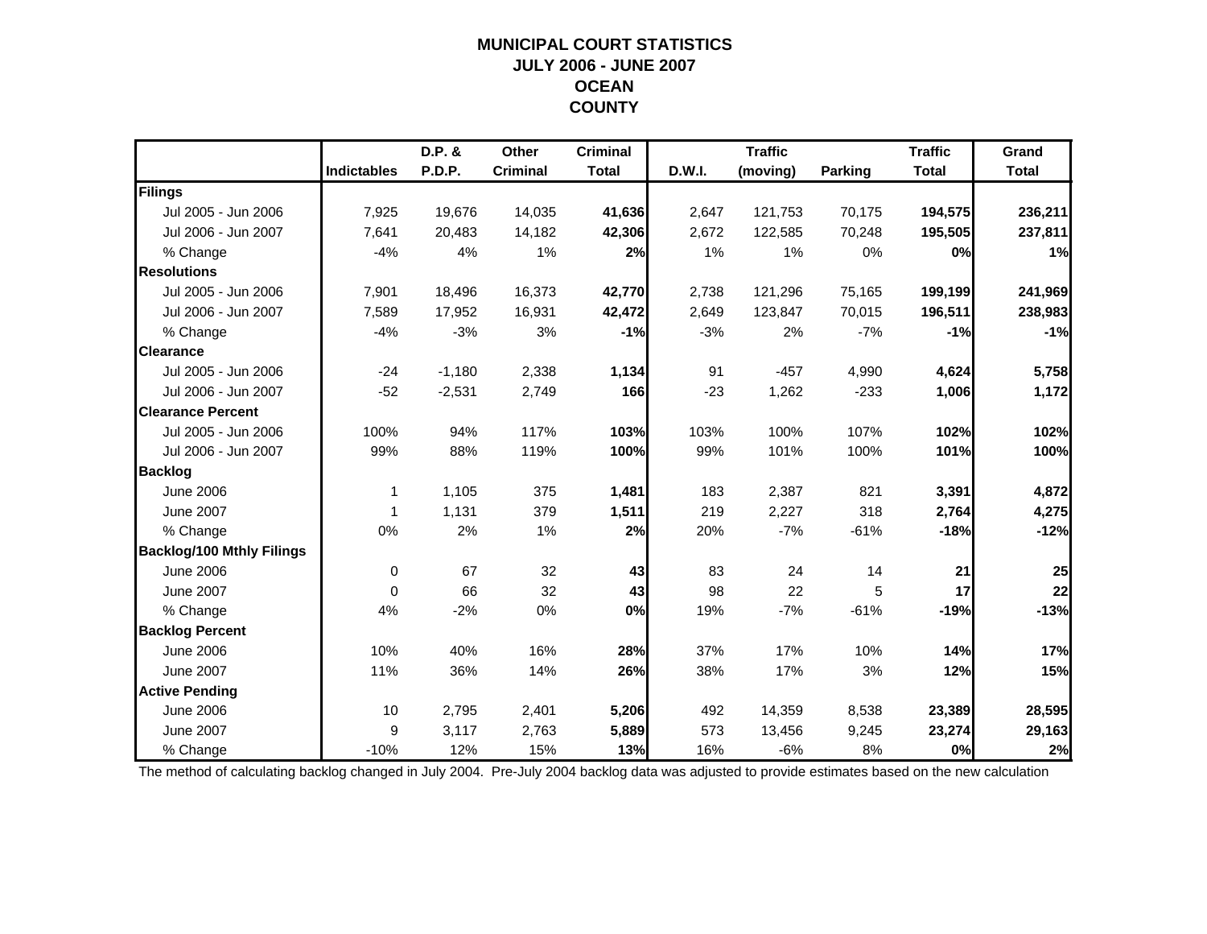# MUNICIPAL COURT STATISTICS
## JULY 2006 - JUNE 2007
## OCEAN
## COUNTY

| | Indictables | D.P. & P.D.P. | Other Criminal | Criminal Total | D.W.I. | Traffic (moving) | Parking | Traffic Total | Grand Total |
|---|---|---|---|---|---|---|---|---|---|
| **Filings** | | | | | | | | | |
| Jul 2005 - Jun 2006 | 7,925 | 19,676 | 14,035 | **41,636** | 2,647 | 121,753 | 70,175 | **194,575** | **236,211** |
| Jul 2006 - Jun 2007 | 7,641 | 20,483 | 14,182 | **42,306** | 2,672 | 122,585 | 70,248 | **195,505** | **237,811** |
| % Change | -4% | 4% | 1% | **2%** | 1% | 1% | 0% | **0%** | **1%** |
| **Resolutions** | | | | | | | | | |
| Jul 2005 - Jun 2006 | 7,901 | 18,496 | 16,373 | **42,770** | 2,738 | 121,296 | 75,165 | **199,199** | **241,969** |
| Jul 2006 - Jun 2007 | 7,589 | 17,952 | 16,931 | **42,472** | 2,649 | 123,847 | 70,015 | **196,511** | **238,983** |
| % Change | -4% | -3% | 3% | **-1%** | -3% | 2% | -7% | **-1%** | **-1%** |
| **Clearance** | | | | | | | | | |
| Jul 2005 - Jun 2006 | -24 | -1,180 | 2,338 | **1,134** | 91 | -457 | 4,990 | **4,624** | **5,758** |
| Jul 2006 - Jun 2007 | -52 | -2,531 | 2,749 | **166** | -23 | 1,262 | -233 | **1,006** | **1,172** |
| **Clearance Percent** | | | | | | | | | |
| Jul 2005 - Jun 2006 | 100% | 94% | 117% | **103%** | 103% | 100% | 107% | **102%** | **102%** |
| Jul 2006 - Jun 2007 | 99% | 88% | 119% | **100%** | 99% | 101% | 100% | **101%** | **100%** |
| **Backlog** | | | | | | | | | |
| June 2006 | 1 | 1,105 | 375 | **1,481** | 183 | 2,387 | 821 | **3,391** | **4,872** |
| June 2007 | 1 | 1,131 | 379 | **1,511** | 219 | 2,227 | 318 | **2,764** | **4,275** |
| % Change | 0% | 2% | 1% | **2%** | 20% | -7% | -61% | **-18%** | **-12%** |
| **Backlog/100 Mthly Filings** | | | | | | | | | |
| June 2006 | 0 | 67 | 32 | **43** | 83 | 24 | 14 | **21** | **25** |
| June 2007 | 0 | 66 | 32 | **43** | 98 | 22 | 5 | **17** | **22** |
| % Change | 4% | -2% | 0% | **0%** | 19% | -7% | -61% | **-19%** | **-13%** |
| **Backlog Percent** | | | | | | | | | |
| June 2006 | 10% | 40% | 16% | **28%** | 37% | 17% | 10% | **14%** | **17%** |
| June 2007 | 11% | 36% | 14% | **26%** | 38% | 17% | 3% | **12%** | **15%** |
| **Active Pending** | | | | | | | | | |
| June 2006 | 10 | 2,795 | 2,401 | **5,206** | 492 | 14,359 | 8,538 | **23,389** | **28,595** |
| June 2007 | 9 | 3,117 | 2,763 | **5,889** | 573 | 13,456 | 9,245 | **23,274** | **29,163** |
| % Change | -10% | 12% | 15% | **13%** | 16% | -6% | 8% | **0%** | **2%** |

The method of calculating backlog changed in July 2004. Pre-July 2004 backlog data was adjusted to provide estimates based on the new calculation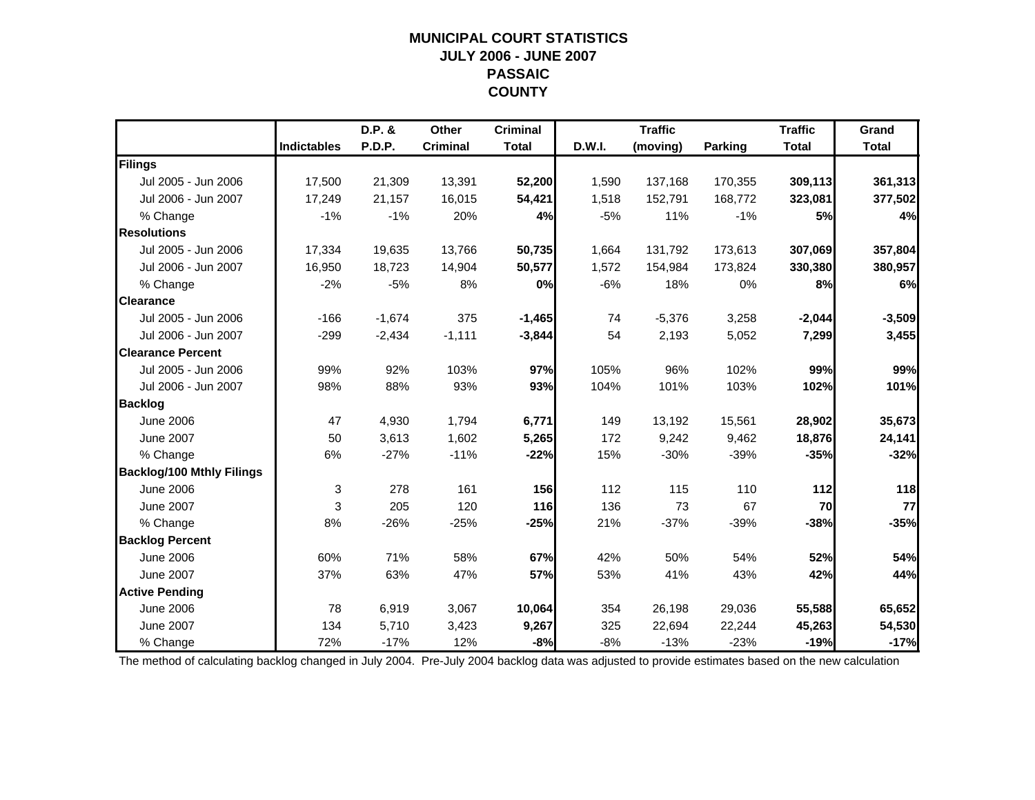# MUNICIPAL COURT STATISTICS
## JULY 2006 - JUNE 2007
## PASSAIC COUNTY

| | Indictables | D.P. & P.D.P. | Other Criminal | Criminal Total | D.W.I. | Traffic (moving) | Parking | Traffic Total | Grand Total |
|---|---|---|---|---|---|---|---|---|---|
| **Filings** | | | | | | | | | |
| Jul 2005 - Jun 2006 | 17,500 | 21,309 | 13,391 | **52,200** | 1,590 | 137,168 | 170,355 | **309,113** | **361,313** |
| Jul 2006 - Jun 2007 | 17,249 | 21,157 | 16,015 | **54,421** | 1,518 | 152,791 | 168,772 | **323,081** | **377,502** |
| % Change | -1% | -1% | 20% | **4%** | -5% | 11% | -1% | **5%** | **4%** |
| **Resolutions** | | | | | | | | | |
| Jul 2005 - Jun 2006 | 17,334 | 19,635 | 13,766 | **50,735** | 1,664 | 131,792 | 173,613 | **307,069** | **357,804** |
| Jul 2006 - Jun 2007 | 16,950 | 18,723 | 14,904 | **50,577** | 1,572 | 154,984 | 173,824 | **330,380** | **380,957** |
| % Change | -2% | -5% | 8% | **0%** | -6% | 18% | 0% | **8%** | **6%** |
| **Clearance** | | | | | | | | | |
| Jul 2005 - Jun 2006 | -166 | -1,674 | 375 | **-1,465** | 74 | -5,376 | 3,258 | **-2,044** | **-3,509** |
| Jul 2006 - Jun 2007 | -299 | -2,434 | -1,111 | **-3,844** | 54 | 2,193 | 5,052 | **7,299** | **3,455** |
| **Clearance Percent** | | | | | | | | | |
| Jul 2005 - Jun 2006 | 99% | 92% | 103% | **97%** | 105% | 96% | 102% | **99%** | **99%** |
| Jul 2006 - Jun 2007 | 98% | 88% | 93% | **93%** | 104% | 101% | 103% | **102%** | **101%** |
| **Backlog** | | | | | | | | | |
| June 2006 | 47 | 4,930 | 1,794 | **6,771** | 149 | 13,192 | 15,561 | **28,902** | **35,673** |
| June 2007 | 50 | 3,613 | 1,602 | **5,265** | 172 | 9,242 | 9,462 | **18,876** | **24,141** |
| % Change | 6% | -27% | -11% | **-22%** | 15% | -30% | -39% | **-35%** | **-32%** |
| **Backlog/100 Mthly Filings** | | | | | | | | | |
| June 2006 | 3 | 278 | 161 | **156** | 112 | 115 | 110 | **112** | **118** |
| June 2007 | 3 | 205 | 120 | **116** | 136 | 73 | 67 | **70** | **77** |
| % Change | 8% | -26% | -25% | **-25%** | 21% | -37% | -39% | **-38%** | **-35%** |
| **Backlog Percent** | | | | | | | | | |
| June 2006 | 60% | 71% | 58% | **67%** | 42% | 50% | 54% | **52%** | **54%** |
| June 2007 | 37% | 63% | 47% | **57%** | 53% | 41% | 43% | **42%** | **44%** |
| **Active Pending** | | | | | | | | | |
| June 2006 | 78 | 6,919 | 3,067 | **10,064** | 354 | 26,198 | 29,036 | **55,588** | **65,652** |
| June 2007 | 134 | 5,710 | 3,423 | **9,267** | 325 | 22,694 | 22,244 | **45,263** | **54,530** |
| % Change | 72% | -17% | 12% | **-8%** | -8% | -13% | -23% | **-19%** | **-17%** |

The method of calculating backlog changed in July 2004. Pre-July 2004 backlog data was adjusted to provide estimates based on the new calculation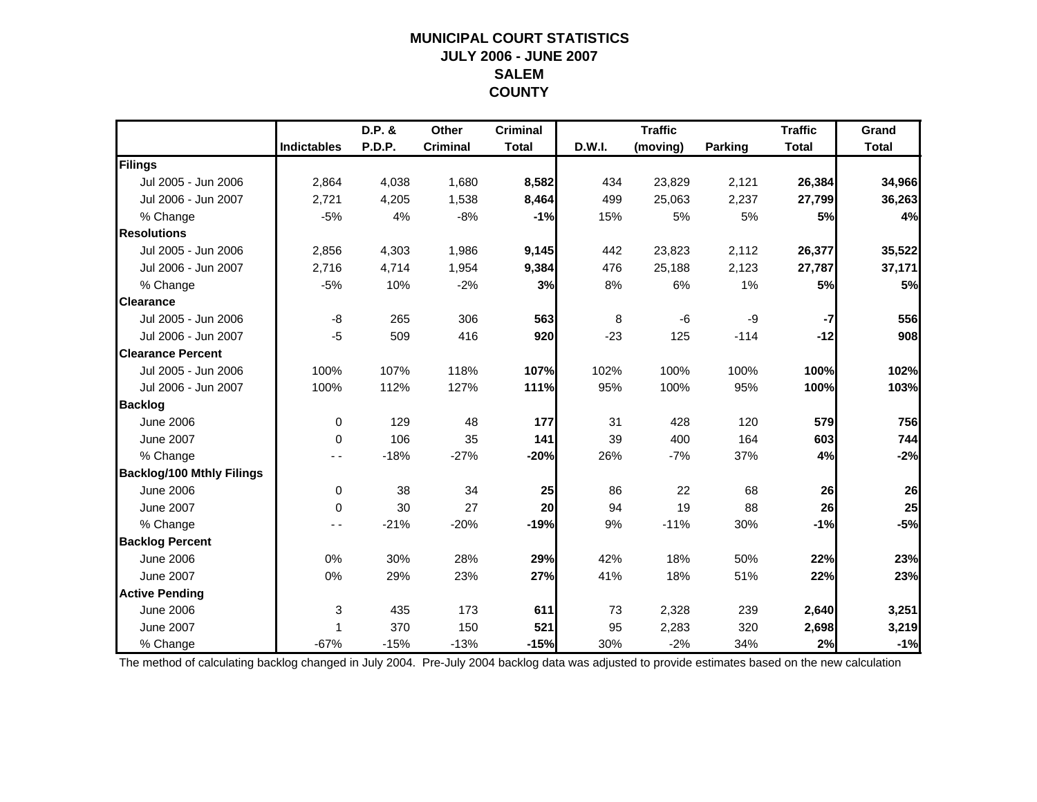# MUNICIPAL COURT STATISTICS
## JULY 2006 - JUNE 2007
## SALEM
## COUNTY

| | Indictables | D.P. & P.D.P. | Other Criminal | Criminal Total | D.W.I. | Traffic (moving) | Parking | Traffic Total | Grand Total |
|---|---|---|---|---|---|---|---|---|---|
| **Filings** | | | | | | | | | |
| Jul 2005 - Jun 2006 | 2,864 | 4,038 | 1,680 | **8,582** | 434 | 23,829 | 2,121 | **26,384** | **34,966** |
| Jul 2006 - Jun 2007 | 2,721 | 4,205 | 1,538 | **8,464** | 499 | 25,063 | 2,237 | **27,799** | **36,263** |
| % Change | -5% | 4% | -8% | **-1%** | 15% | 5% | 5% | **5%** | **4%** |
| **Resolutions** | | | | | | | | | |
| Jul 2005 - Jun 2006 | 2,856 | 4,303 | 1,986 | **9,145** | 442 | 23,823 | 2,112 | **26,377** | **35,522** |
| Jul 2006 - Jun 2007 | 2,716 | 4,714 | 1,954 | **9,384** | 476 | 25,188 | 2,123 | **27,787** | **37,171** |
| % Change | -5% | 10% | -2% | **3%** | 8% | 6% | 1% | **5%** | **5%** |
| **Clearance** | | | | | | | | | |
| Jul 2005 - Jun 2006 | -8 | 265 | 306 | **563** | 8 | -6 | -9 | **-7** | **556** |
| Jul 2006 - Jun 2007 | -5 | 509 | 416 | **920** | -23 | 125 | -114 | **-12** | **908** |
| **Clearance Percent** | | | | | | | | | |
| Jul 2005 - Jun 2006 | 100% | 107% | 118% | **107%** | 102% | 100% | 100% | **100%** | **102%** |
| Jul 2006 - Jun 2007 | 100% | 112% | 127% | **111%** | 95% | 100% | 95% | **100%** | **103%** |
| **Backlog** | | | | | | | | | |
| June 2006 | 0 | 129 | 48 | **177** | 31 | 428 | 120 | **579** | **756** |
| June 2007 | 0 | 106 | 35 | **141** | 39 | 400 | 164 | **603** | **744** |
| % Change | - - | -18% | -27% | **-20%** | 26% | -7% | 37% | **4%** | **-2%** |
| **Backlog/100 Mthly Filings** | | | | | | | | | |
| June 2006 | 0 | 38 | 34 | **25** | 86 | 22 | 68 | **26** | **26** |
| June 2007 | 0 | 30 | 27 | **20** | 94 | 19 | 88 | **26** | **25** |
| % Change | - - | -21% | -20% | **-19%** | 9% | -11% | 30% | **-1%** | **-5%** |
| **Backlog Percent** | | | | | | | | | |
| June 2006 | 0% | 30% | 28% | **29%** | 42% | 18% | 50% | **22%** | **23%** |
| June 2007 | 0% | 29% | 23% | **27%** | 41% | 18% | 51% | **22%** | **23%** |
| **Active Pending** | | | | | | | | | |
| June 2006 | 3 | 435 | 173 | **611** | 73 | 2,328 | 239 | **2,640** | **3,251** |
| June 2007 | 1 | 370 | 150 | **521** | 95 | 2,283 | 320 | **2,698** | **3,219** |
| % Change | -67% | -15% | -13% | **-15%** | 30% | -2% | 34% | **2%** | **-1%** |

The method of calculating backlog changed in July 2004. Pre-July 2004 backlog data was adjusted to provide estimates based on the new calculation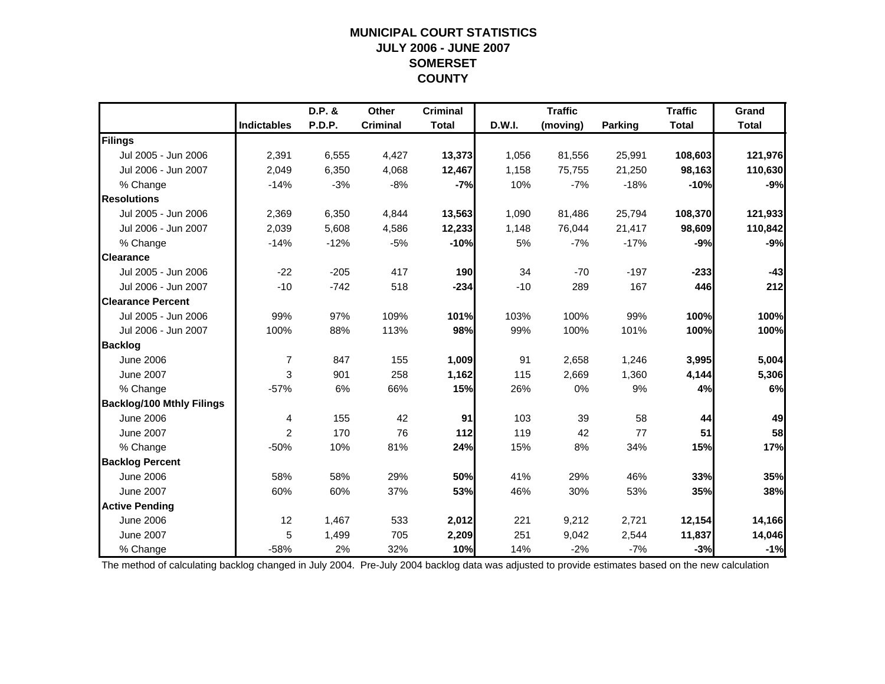# MUNICIPAL COURT STATISTICS
## JULY 2006 - JUNE 2007
## SOMERSET COUNTY

| | Indictables | D.P. & P.D.P. | Other Criminal | Criminal Total | D.W.I. | Traffic (moving) | Parking | Traffic Total | Grand Total |
|---|---|---|---|---|---|---|---|---|---|
| **Filings** | | | | | | | | | |
| Jul 2005 - Jun 2006 | 2,391 | 6,555 | 4,427 | **13,373** | 1,056 | 81,556 | 25,991 | **108,603** | **121,976** |
| Jul 2006 - Jun 2007 | 2,049 | 6,350 | 4,068 | **12,467** | 1,158 | 75,755 | 21,250 | **98,163** | **110,630** |
| % Change | -14% | -3% | -8% | **-7%** | 10% | -7% | -18% | **-10%** | **-9%** |
| **Resolutions** | | | | | | | | | |
| Jul 2005 - Jun 2006 | 2,369 | 6,350 | 4,844 | **13,563** | 1,090 | 81,486 | 25,794 | **108,370** | **121,933** |
| Jul 2006 - Jun 2007 | 2,039 | 5,608 | 4,586 | **12,233** | 1,148 | 76,044 | 21,417 | **98,609** | **110,842** |
| % Change | -14% | -12% | -5% | **-10%** | 5% | -7% | -17% | **-9%** | **-9%** |
| **Clearance** | | | | | | | | | |
| Jul 2005 - Jun 2006 | -22 | -205 | 417 | **190** | 34 | -70 | -197 | **-233** | **-43** |
| Jul 2006 - Jun 2007 | -10 | -742 | 518 | **-234** | -10 | 289 | 167 | **446** | **212** |
| **Clearance Percent** | | | | | | | | | |
| Jul 2005 - Jun 2006 | 99% | 97% | 109% | **101%** | 103% | 100% | 99% | **100%** | **100%** |
| Jul 2006 - Jun 2007 | 100% | 88% | 113% | **98%** | 99% | 100% | 101% | **100%** | **100%** |
| **Backlog** | | | | | | | | | |
| June 2006 | 7 | 847 | 155 | **1,009** | 91 | 2,658 | 1,246 | **3,995** | **5,004** |
| June 2007 | 3 | 901 | 258 | **1,162** | 115 | 2,669 | 1,360 | **4,144** | **5,306** |
| % Change | -57% | 6% | 66% | **15%** | 26% | 0% | 9% | **4%** | **6%** |
| **Backlog/100 Mthly Filings** | | | | | | | | | |
| June 2006 | 4 | 155 | 42 | **91** | 103 | 39 | 58 | **44** | **49** |
| June 2007 | 2 | 170 | 76 | **112** | 119 | 42 | 77 | **51** | **58** |
| % Change | -50% | 10% | 81% | **24%** | 15% | 8% | 34% | **15%** | **17%** |
| **Backlog Percent** | | | | | | | | | |
| June 2006 | 58% | 58% | 29% | **50%** | 41% | 29% | 46% | **33%** | **35%** |
| June 2007 | 60% | 60% | 37% | **53%** | 46% | 30% | 53% | **35%** | **38%** |
| **Active Pending** | | | | | | | | | |
| June 2006 | 12 | 1,467 | 533 | **2,012** | 221 | 9,212 | 2,721 | **12,154** | **14,166** |
| June 2007 | 5 | 1,499 | 705 | **2,209** | 251 | 9,042 | 2,544 | **11,837** | **14,046** |
| % Change | -58% | 2% | 32% | **10%** | 14% | -2% | -7% | **-3%** | **-1%** |

The method of calculating backlog changed in July 2004. Pre-July 2004 backlog data was adjusted to provide estimates based on the new calculation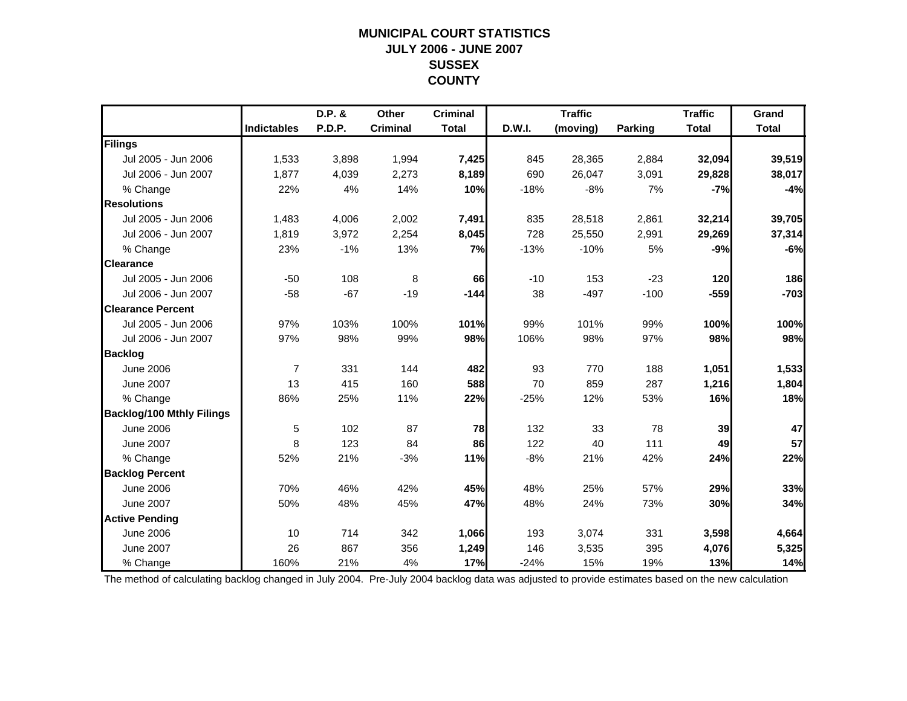# MUNICIPAL COURT STATISTICS
## JULY 2006 - JUNE 2007
## SUSSEX
## COUNTY

| | Indictables | D.P. & P.D.P. | Other Criminal | Criminal Total | D.W.I. | Traffic (moving) | Parking | Traffic Total | Grand Total |
|---|---|---|---|---|---|---|---|---|---|
| **Filings** | | | | | | | | | |
| Jul 2005 - Jun 2006 | 1,533 | 3,898 | 1,994 | **7,425** | 845 | 28,365 | 2,884 | **32,094** | **39,519** |
| Jul 2006 - Jun 2007 | 1,877 | 4,039 | 2,273 | **8,189** | 690 | 26,047 | 3,091 | **29,828** | **38,017** |
| % Change | 22% | 4% | 14% | **10%** | -18% | -8% | 7% | **-7%** | **-4%** |
| **Resolutions** | | | | | | | | | |
| Jul 2005 - Jun 2006 | 1,483 | 4,006 | 2,002 | **7,491** | 835 | 28,518 | 2,861 | **32,214** | **39,705** |
| Jul 2006 - Jun 2007 | 1,819 | 3,972 | 2,254 | **8,045** | 728 | 25,550 | 2,991 | **29,269** | **37,314** |
| % Change | 23% | -1% | 13% | **7%** | -13% | -10% | 5% | **-9%** | **-6%** |
| **Clearance** | | | | | | | | | |
| Jul 2005 - Jun 2006 | -50 | 108 | 8 | **66** | -10 | 153 | -23 | **120** | **186** |
| Jul 2006 - Jun 2007 | -58 | -67 | -19 | **-144** | 38 | -497 | -100 | **-559** | **-703** |
| **Clearance Percent** | | | | | | | | | |
| Jul 2005 - Jun 2006 | 97% | 103% | 100% | **101%** | 99% | 101% | 99% | **100%** | **100%** |
| Jul 2006 - Jun 2007 | 97% | 98% | 99% | **98%** | 106% | 98% | 97% | **98%** | **98%** |
| **Backlog** | | | | | | | | | |
| June 2006 | 7 | 331 | 144 | **482** | 93 | 770 | 188 | **1,051** | **1,533** |
| June 2007 | 13 | 415 | 160 | **588** | 70 | 859 | 287 | **1,216** | **1,804** |
| % Change | 86% | 25% | 11% | **22%** | -25% | 12% | 53% | **16%** | **18%** |
| **Backlog/100 Mthly Filings** | | | | | | | | | |
| June 2006 | 5 | 102 | 87 | **78** | 132 | 33 | 78 | **39** | **47** |
| June 2007 | 8 | 123 | 84 | **86** | 122 | 40 | 111 | **49** | **57** |
| % Change | 52% | 21% | -3% | **11%** | -8% | 21% | 42% | **24%** | **22%** |
| **Backlog Percent** | | | | | | | | | |
| June 2006 | 70% | 46% | 42% | **45%** | 48% | 25% | 57% | **29%** | **33%** |
| June 2007 | 50% | 48% | 45% | **47%** | 48% | 24% | 73% | **30%** | **34%** |
| **Active Pending** | | | | | | | | | |
| June 2006 | 10 | 714 | 342 | **1,066** | 193 | 3,074 | 331 | **3,598** | **4,664** |
| June 2007 | 26 | 867 | 356 | **1,249** | 146 | 3,535 | 395 | **4,076** | **5,325** |
| % Change | 160% | 21% | 4% | **17%** | -24% | 15% | 19% | **13%** | **14%** |

The method of calculating backlog changed in July 2004. Pre-July 2004 backlog data was adjusted to provide estimates based on the new calculation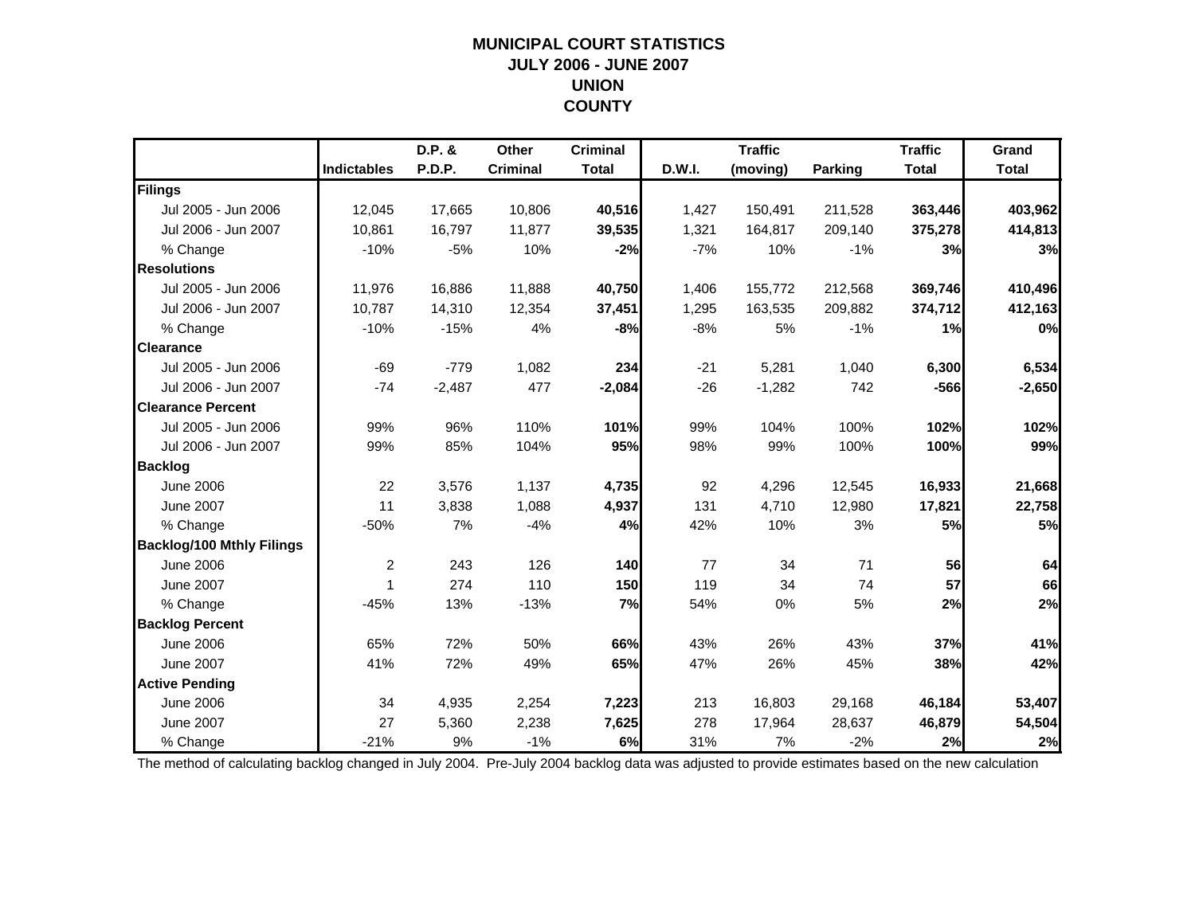# MUNICIPAL COURT STATISTICS
## JULY 2006 - JUNE 2007
## UNION COUNTY

| | Indictables | D.P. & P.D.P. | Other Criminal | Criminal Total | D.W.I. | Traffic (moving) | Parking | Traffic Total | Grand Total |
|---|---|---|---|---|---|---|---|---|---|
| **Filings** | | | | | | | | | |
| Jul 2005 - Jun 2006 | 12,045 | 17,665 | 10,806 | **40,516** | 1,427 | 150,491 | 211,528 | **363,446** | **403,962** |
| Jul 2006 - Jun 2007 | 10,861 | 16,797 | 11,877 | **39,535** | 1,321 | 164,817 | 209,140 | **375,278** | **414,813** |
| % Change | -10% | -5% | 10% | **-2%** | -7% | 10% | -1% | **3%** | **3%** |
| **Resolutions** | | | | | | | | | |
| Jul 2005 - Jun 2006 | 11,976 | 16,886 | 11,888 | **40,750** | 1,406 | 155,772 | 212,568 | **369,746** | **410,496** |
| Jul 2006 - Jun 2007 | 10,787 | 14,310 | 12,354 | **37,451** | 1,295 | 163,535 | 209,882 | **374,712** | **412,163** |
| % Change | -10% | -15% | 4% | **-8%** | -8% | 5% | -1% | **1%** | **0%** |
| **Clearance** | | | | | | | | | |
| Jul 2005 - Jun 2006 | -69 | -779 | 1,082 | **234** | -21 | 5,281 | 1,040 | **6,300** | **6,534** |
| Jul 2006 - Jun 2007 | -74 | -2,487 | 477 | **-2,084** | -26 | -1,282 | 742 | **-566** | **-2,650** |
| **Clearance Percent** | | | | | | | | | |
| Jul 2005 - Jun 2006 | 99% | 96% | 110% | **101%** | 99% | 104% | 100% | **102%** | **102%** |
| Jul 2006 - Jun 2007 | 99% | 85% | 104% | **95%** | 98% | 99% | 100% | **100%** | **99%** |
| **Backlog** | | | | | | | | | |
| June 2006 | 22 | 3,576 | 1,137 | **4,735** | 92 | 4,296 | 12,545 | **16,933** | **21,668** |
| June 2007 | 11 | 3,838 | 1,088 | **4,937** | 131 | 4,710 | 12,980 | **17,821** | **22,758** |
| % Change | -50% | 7% | -4% | **4%** | 42% | 10% | 3% | **5%** | **5%** |
| **Backlog/100 Mthly Filings** | | | | | | | | | |
| June 2006 | 2 | 243 | 126 | **140** | 77 | 34 | 71 | **56** | **64** |
| June 2007 | 1 | 274 | 110 | **150** | 119 | 34 | 74 | **57** | **66** |
| % Change | -45% | 13% | -13% | **7%** | 54% | 0% | 5% | **2%** | **2%** |
| **Backlog Percent** | | | | | | | | | |
| June 2006 | 65% | 72% | 50% | **66%** | 43% | 26% | 43% | **37%** | **41%** |
| June 2007 | 41% | 72% | 49% | **65%** | 47% | 26% | 45% | **38%** | **42%** |
| **Active Pending** | | | | | | | | | |
| June 2006 | 34 | 4,935 | 2,254 | **7,223** | 213 | 16,803 | 29,168 | **46,184** | **53,407** |
| June 2007 | 27 | 5,360 | 2,238 | **7,625** | 278 | 17,964 | 28,637 | **46,879** | **54,504** |
| % Change | -21% | 9% | -1% | **6%** | 31% | 7% | -2% | **2%** | **2%** |

The method of calculating backlog changed in July 2004. Pre-July 2004 backlog data was adjusted to provide estimates based on the new calculation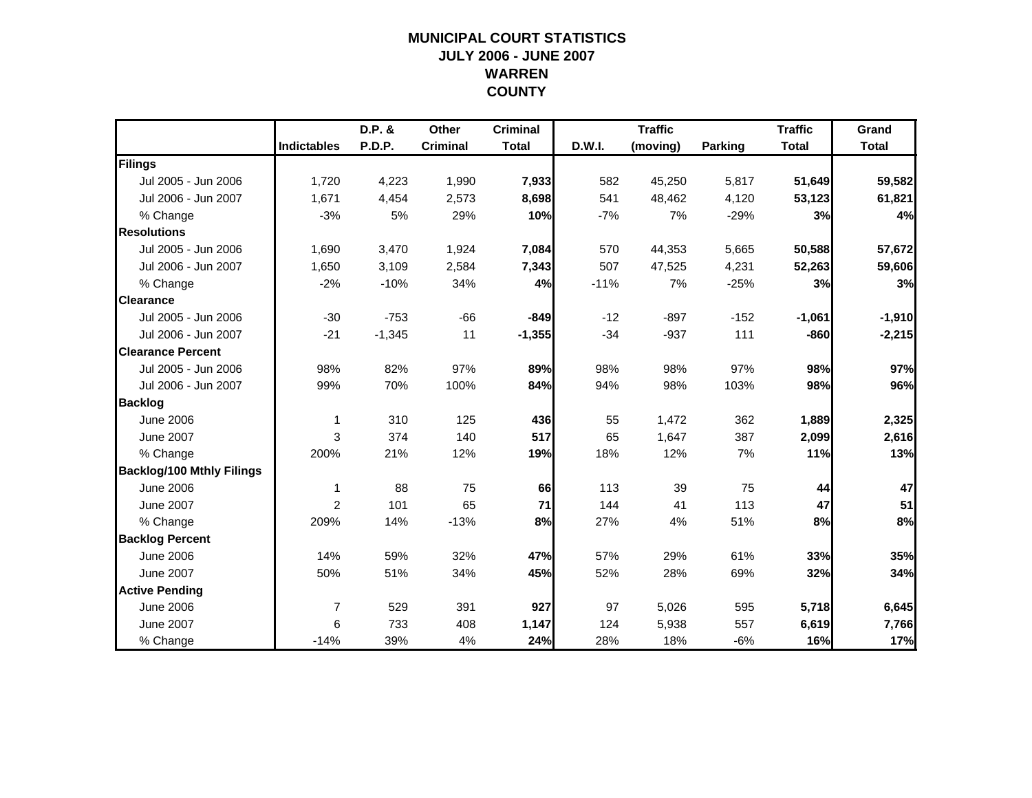# MUNICIPAL COURT STATISTICS
## JULY 2006 - JUNE 2007
## WARREN COUNTY

| | Indictables | D.P. & P.D.P. | Other Criminal | Criminal Total | D.W.I. | Traffic (moving) | Parking | Traffic Total | Grand Total |
|---|---|---|---|---|---|---|---|---|---|
| **Filings** | | | | | | | | | |
| Jul 2005 - Jun 2006 | 1,720 | 4,223 | 1,990 | **7,933** | 582 | 45,250 | 5,817 | **51,649** | **59,582** |
| Jul 2006 - Jun 2007 | 1,671 | 4,454 | 2,573 | **8,698** | 541 | 48,462 | 4,120 | **53,123** | **61,821** |
| % Change | -3% | 5% | 29% | **10%** | -7% | 7% | -29% | **3%** | **4%** |
| **Resolutions** | | | | | | | | | |
| Jul 2005 - Jun 2006 | 1,690 | 3,470 | 1,924 | **7,084** | 570 | 44,353 | 5,665 | **50,588** | **57,672** |
| Jul 2006 - Jun 2007 | 1,650 | 3,109 | 2,584 | **7,343** | 507 | 47,525 | 4,231 | **52,263** | **59,606** |
| % Change | -2% | -10% | 34% | **4%** | -11% | 7% | -25% | **3%** | **3%** |
| **Clearance** | | | | | | | | | |
| Jul 2005 - Jun 2006 | -30 | -753 | -66 | **-849** | -12 | -897 | -152 | **-1,061** | **-1,910** |
| Jul 2006 - Jun 2007 | -21 | -1,345 | 11 | **-1,355** | -34 | -937 | 111 | **-860** | **-2,215** |
| **Clearance Percent** | | | | | | | | | |
| Jul 2005 - Jun 2006 | 98% | 82% | 97% | **89%** | 98% | 98% | 97% | **98%** | **97%** |
| Jul 2006 - Jun 2007 | 99% | 70% | 100% | **84%** | 94% | 98% | 103% | **98%** | **96%** |
| **Backlog** | | | | | | | | | |
| June 2006 | 1 | 310 | 125 | **436** | 55 | 1,472 | 362 | **1,889** | **2,325** |
| June 2007 | 3 | 374 | 140 | **517** | 65 | 1,647 | 387 | **2,099** | **2,616** |
| % Change | 200% | 21% | 12% | **19%** | 18% | 12% | 7% | **11%** | **13%** |
| **Backlog/100 Mthly Filings** | | | | | | | | | |
| June 2006 | 1 | 88 | 75 | **66** | 113 | 39 | 75 | **44** | **47** |
| June 2007 | 2 | 101 | 65 | **71** | 144 | 41 | 113 | **47** | **51** |
| % Change | 209% | 14% | -13% | **8%** | 27% | 4% | 51% | **8%** | **8%** |
| **Backlog Percent** | | | | | | | | | |
| June 2006 | 14% | 59% | 32% | **47%** | 57% | 29% | 61% | **33%** | **35%** |
| June 2007 | 50% | 51% | 34% | **45%** | 52% | 28% | 69% | **32%** | **34%** |
| **Active Pending** | | | | | | | | | |
| June 2006 | 7 | 529 | 391 | **927** | 97 | 5,026 | 595 | **5,718** | **6,645** |
| June 2007 | 6 | 733 | 408 | **1,147** | 124 | 5,938 | 557 | **6,619** | **7,766** |
| % Change | -14% | 39% | 4% | **24%** | 28% | 18% | -6% | **16%** | **17%** |